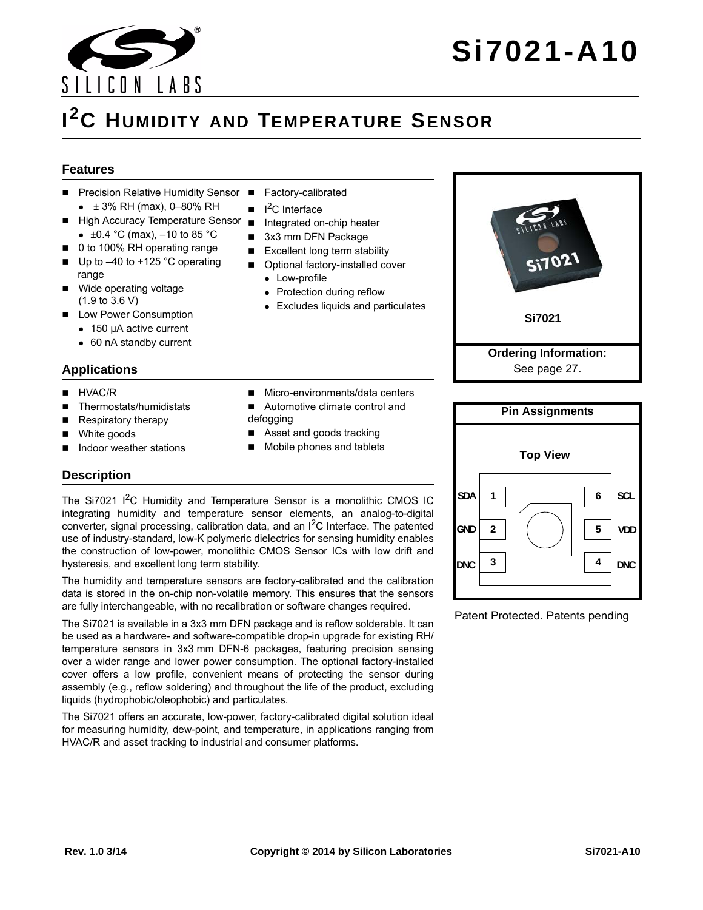# Si7021-A10

## I$^2$C HUMIDITY AND TEMPERATURE SENSOR

### Features

- Precision Relative Humidity Sensor
  - ± 3% RH (max), 0–80% RH
- High Accuracy Temperature Sensor
  - ±0.4 °C (max), –10 to 85 °C
- 0 to 100% RH operating range
- Up to –40 to +125 °C operating range
- Wide operating voltage (1.9 to 3.6 V)
- Low Power Consumption
  - 150 µA active current
  - 60 nA standby current
- Factory-calibrated
- I$^2$C Interface
- Integrated on-chip heater
- 3x3 mm DFN Package
- Excellent long term stability
- Optional factory-installed cover
  - Low-profile
  - Protection during reflow
  - Excludes liquids and particulates

Si7021

**Ordering Information:**
See page 27.

### Applications

- HVAC/R
- Thermostats/humidistats
- Respiratory therapy
- White goods
- Indoor weather stations
- Micro-environments/data centers
- Automotive climate control and defogging
- Asset and goods tracking
- Mobile phones and tablets

**Pin Assignments**

Top View

| Pin | Name | Pin | Name |
| --- | --- | --- | --- |
| 1 | SDA | 6 | SCL |
| 2 | GND | 5 | VDD |
| 3 | DNC | 4 | DNC |

Patent Protected. Patents pending

### Description

The Si7021 I$^2$C Humidity and Temperature Sensor is a monolithic CMOS IC integrating humidity and temperature sensor elements, an analog-to-digital converter, signal processing, calibration data, and an I$^2$C Interface. The patented use of industry-standard, low-K polymeric dielectrics for sensing humidity enables the construction of low-power, monolithic CMOS Sensor ICs with low drift and hysteresis, and excellent long term stability.

The humidity and temperature sensors are factory-calibrated and the calibration data is stored in the on-chip non-volatile memory. This ensures that the sensors are fully interchangeable, with no recalibration or software changes required.

The Si7021 is available in a 3x3 mm DFN package and is reflow solderable. It can be used as a hardware- and software-compatible drop-in upgrade for existing RH/temperature sensors in 3x3 mm DFN-6 packages, featuring precision sensing over a wider range and lower power consumption. The optional factory-installed cover offers a low profile, convenient means of protecting the sensor during assembly (e.g., reflow soldering) and throughout the life of the product, excluding liquids (hydrophobic/oleophobic) and particulates.

The Si7021 offers an accurate, low-power, factory-calibrated digital solution ideal for measuring humidity, dew-point, and temperature, in applications ranging from HVAC/R and asset tracking to industrial and consumer platforms.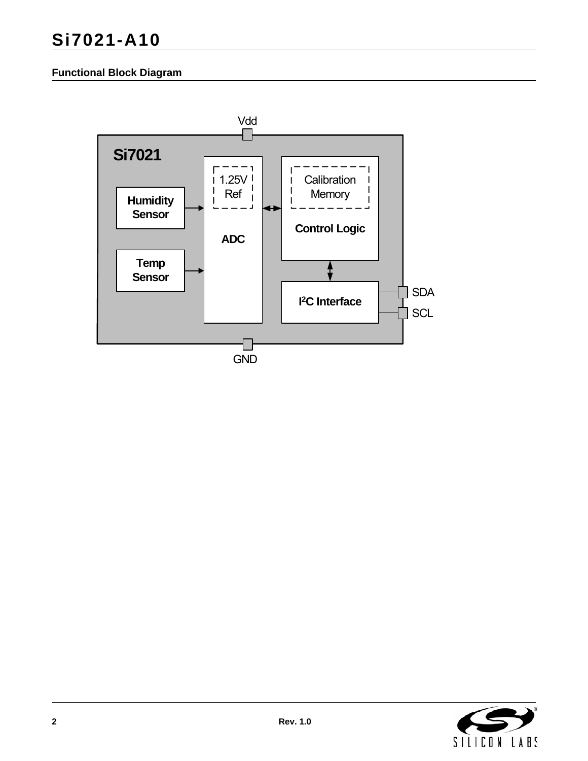## Functional Block Diagram

Vdd

Si7021

Humidity Sensor

Temp Sensor

1.25V Ref

ADC

Calibration Memory

Control Logic

I2C Interface

SDA

SCL

GND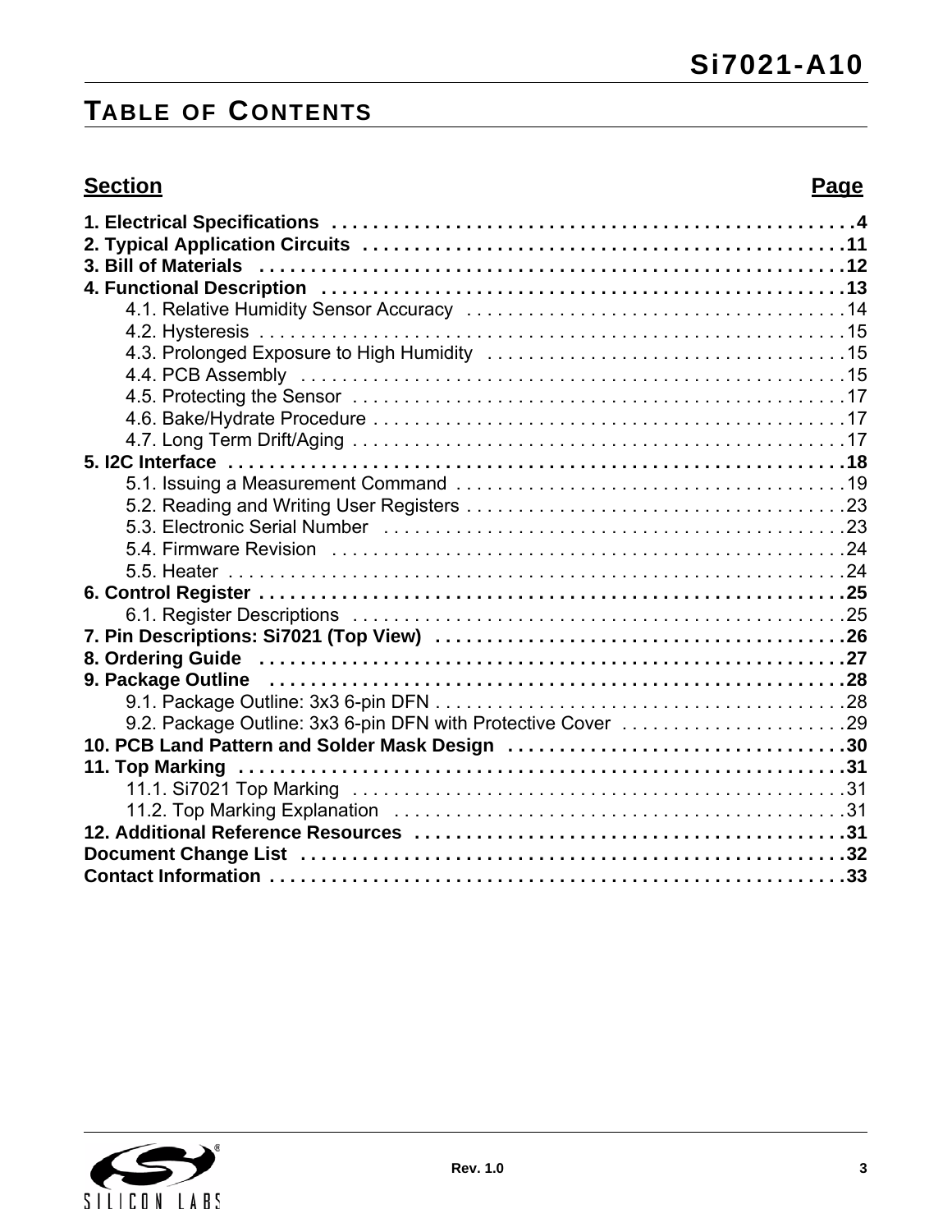# Table of Contents

| Section | Page |
|---|---|
| **1. Electrical Specifications** | **4** |
| **2. Typical Application Circuits** | **11** |
| **3. Bill of Materials** | **12** |
| **4. Functional Description** | **13** |
| 4.1. Relative Humidity Sensor Accuracy | 14 |
| 4.2. Hysteresis | 15 |
| 4.3. Prolonged Exposure to High Humidity | 15 |
| 4.4. PCB Assembly | 15 |
| 4.5. Protecting the Sensor | 17 |
| 4.6. Bake/Hydrate Procedure | 17 |
| 4.7. Long Term Drift/Aging | 17 |
| **5. I2C Interface** | **18** |
| 5.1. Issuing a Measurement Command | 19 |
| 5.2. Reading and Writing User Registers | 23 |
| 5.3. Electronic Serial Number | 23 |
| 5.4. Firmware Revision | 24 |
| 5.5. Heater | 24 |
| **6. Control Register** | **25** |
| 6.1. Register Descriptions | 25 |
| **7. Pin Descriptions: Si7021 (Top View)** | **26** |
| **8. Ordering Guide** | **27** |
| **9. Package Outline** | **28** |
| 9.1. Package Outline: 3x3 6-pin DFN | 28 |
| 9.2. Package Outline: 3x3 6-pin DFN with Protective Cover | 29 |
| **10. PCB Land Pattern and Solder Mask Design** | **30** |
| **11. Top Marking** | **31** |
| 11.1. Si7021 Top Marking | 31 |
| 11.2. Top Marking Explanation | 31 |
| **12. Additional Reference Resources** | **31** |
| **Document Change List** | **32** |
| **Contact Information** | **33** |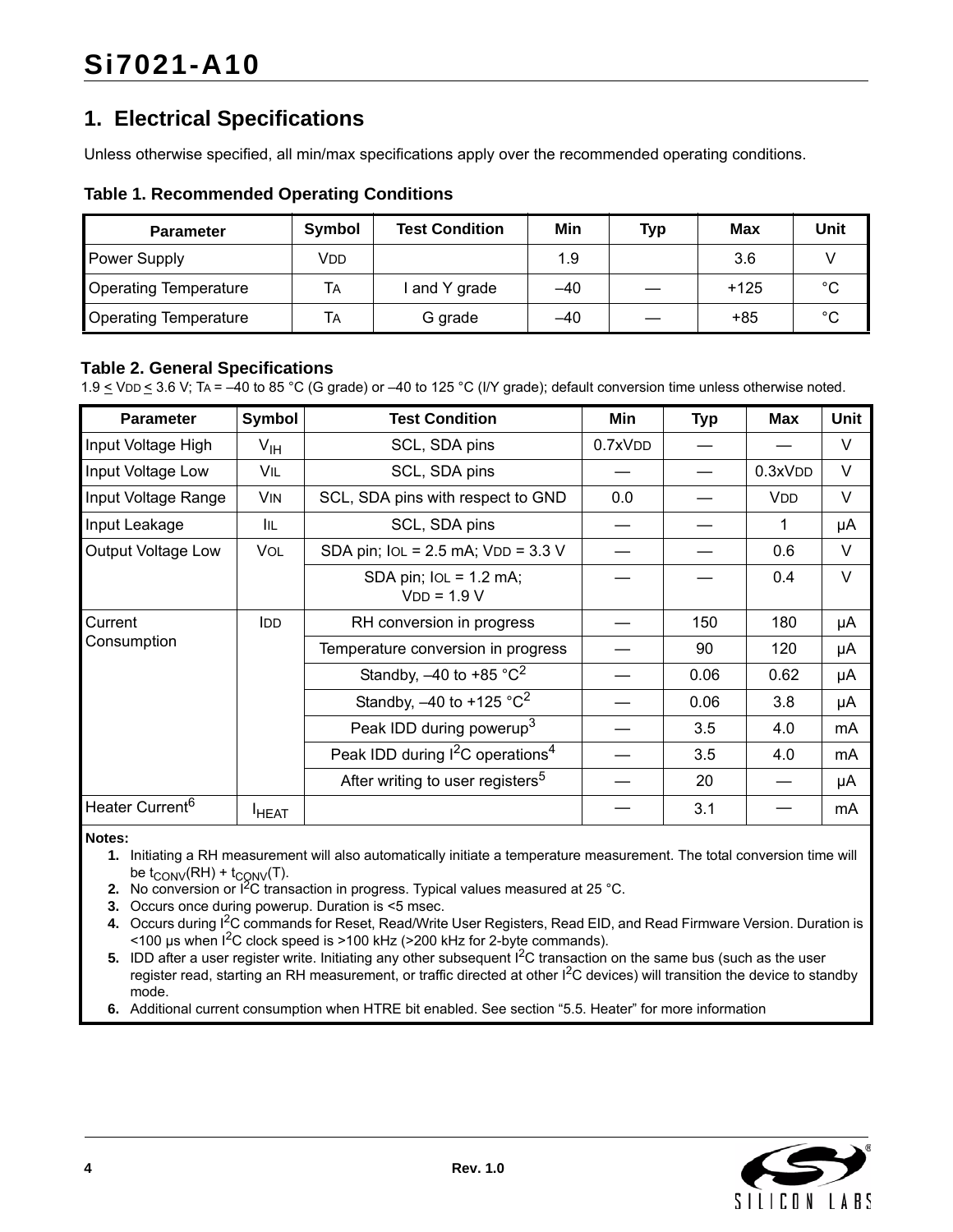# 1. Electrical Specifications

Unless otherwise specified, all min/max specifications apply over the recommended operating conditions.

**Table 1. Recommended Operating Conditions**

| Parameter | Symbol | Test Condition | Min | Typ | Max | Unit |
|---|---|---|---|---|---|---|
| Power Supply | $V_{DD}$ | | 1.9 | | 3.6 | V |
| Operating Temperature | $T_A$ | I and Y grade | –40 | — | +125 | °C |
| Operating Temperature | $T_A$ | G grade | –40 | — | +85 | °C |

**Table 2. General Specifications**

1.9 ≤ $V_{DD}$ ≤ 3.6 V; $T_A$ = –40 to 85 °C (G grade) or –40 to 125 °C (I/Y grade); default conversion time unless otherwise noted.

| Parameter | Symbol | Test Condition | Min | Typ | Max | Unit |
|---|---|---|---|---|---|---|
| Input Voltage High | $V_{IH}$ | SCL, SDA pins | 0.7x$V_{DD}$ | — | — | V |
| Input Voltage Low | $V_{IL}$ | SCL, SDA pins | — | — | 0.3x$V_{DD}$ | V |
| Input Voltage Range | $V_{IN}$ | SCL, SDA pins with respect to GND | 0.0 | — | $V_{DD}$ | V |
| Input Leakage | $I_{IL}$ | SCL, SDA pins | — | — | 1 | μA |
| Output Voltage Low | $V_{OL}$ | SDA pin; $I_{OL}$ = 2.5 mA; $V_{DD}$ = 3.3 V | — | — | 0.6 | V |
| | | SDA pin; $I_{OL}$ = 1.2 mA; $V_{DD}$ = 1.9 V | — | — | 0.4 | V |
| Current Consumption | $I_{DD}$ | RH conversion in progress | — | 150 | 180 | μA |
| | | Temperature conversion in progress | — | 90 | 120 | μA |
| | | Standby, –40 to +85 °C[2] | — | 0.06 | 0.62 | μA |
| | | Standby, –40 to +125 °C[2] | — | 0.06 | 3.8 | μA |
| | | Peak IDD during powerup[3] | — | 3.5 | 4.0 | mA |
| | | Peak IDD during I²C operations[4] | — | 3.5 | 4.0 | mA |
| | | After writing to user registers[5] | — | 20 | — | μA |
| Heater Current[6] | $I_{HEAT}$ | | — | 3.1 | — | mA |

**Notes:**

1. Initiating a RH measurement will also automatically initiate a temperature measurement. The total conversion time will be $t_{CONV}$(RH) + $t_{CONV}$(T).
2. No conversion or I²C transaction in progress. Typical values measured at 25 °C.
3. Occurs once during powerup. Duration is <5 msec.
4. Occurs during I²C commands for Reset, Read/Write User Registers, Read EID, and Read Firmware Version. Duration is <100 µs when I²C clock speed is >100 kHz (>200 kHz for 2-byte commands).
5. IDD after a user register write. Initiating any other subsequent I²C transaction on the same bus (such as the user register read, starting an RH measurement, or traffic directed at other I²C devices) will transition the device to standby mode.
6. Additional current consumption when HTRE bit enabled. See section "5.5. Heater" for more information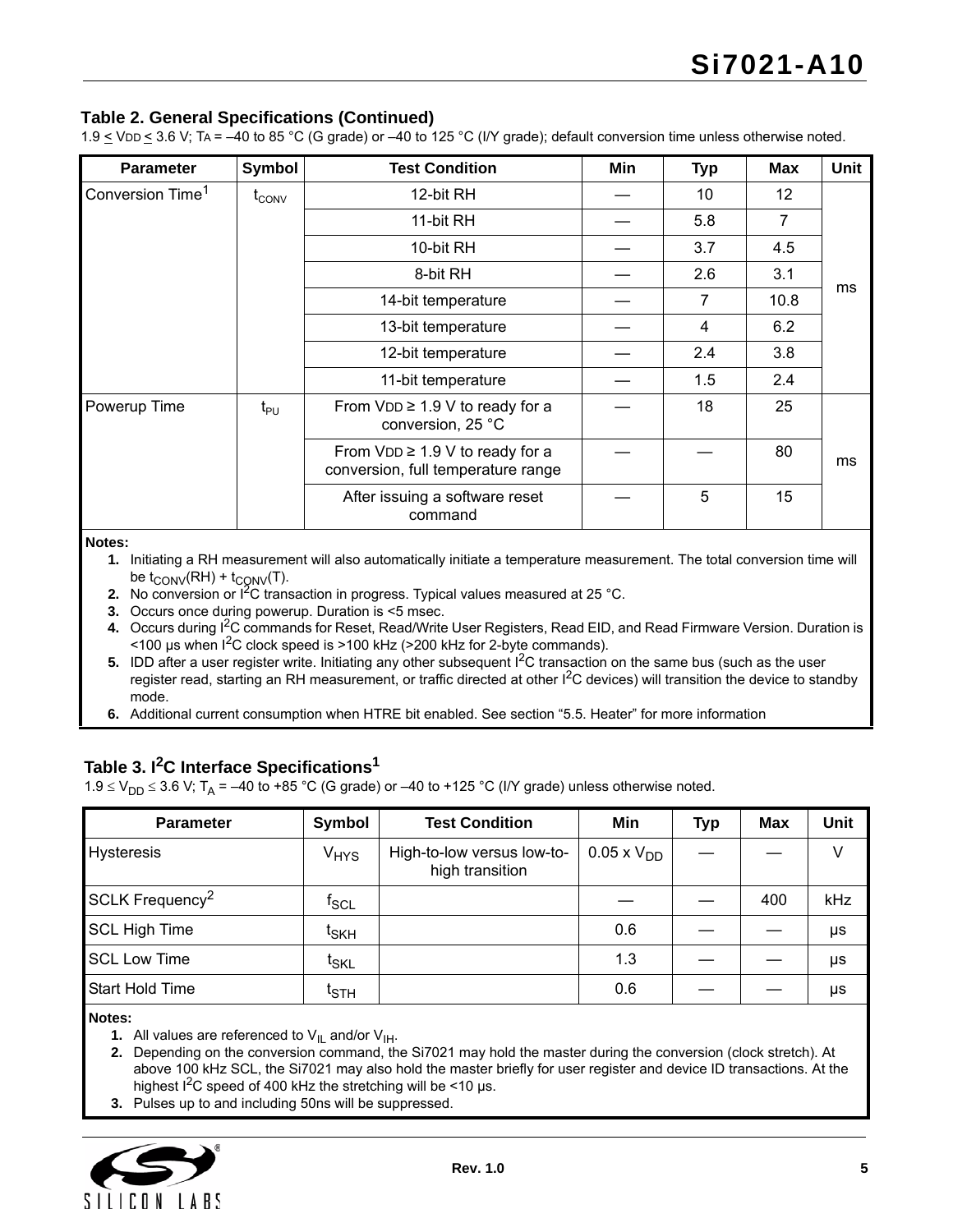### Table 2. General Specifications (Continued)

1.9 ≤ $V_{DD}$ ≤ 3.6 V; $T_A$ = –40 to 85 °C (G grade) or –40 to 125 °C (I/Y grade); default conversion time unless otherwise noted.

| Parameter | Symbol | Test Condition | Min | Typ | Max | Unit |
|---|---|---|---|---|---|---|
| Conversion Time[1] | $t_{CONV}$ | 12-bit RH | — | 10 | 12 | ms |
| | | 11-bit RH | — | 5.8 | 7 | |
| | | 10-bit RH | — | 3.7 | 4.5 | |
| | | 8-bit RH | — | 2.6 | 3.1 | |
| | | 14-bit temperature | — | 7 | 10.8 | |
| | | 13-bit temperature | — | 4 | 6.2 | |
| | | 12-bit temperature | — | 2.4 | 3.8 | |
| | | 11-bit temperature | — | 1.5 | 2.4 | |
| Powerup Time | $t_{PU}$ | From $V_{DD}$ ≥ 1.9 V to ready for a conversion, 25 °C | — | 18 | 25 | ms |
| | | From $V_{DD}$ ≥ 1.9 V to ready for a conversion, full temperature range | — | — | 80 | |
| | | After issuing a software reset command | — | 5 | 15 | |

**Notes:**

1. Initiating a RH measurement will also automatically initiate a temperature measurement. The total conversion time will be $t_{CONV}$(RH) + $t_{CONV}$(T).
2. No conversion or I²C transaction in progress. Typical values measured at 25 °C.
3. Occurs once during powerup. Duration is <5 msec.
4. Occurs during I²C commands for Reset, Read/Write User Registers, Read EID, and Read Firmware Version. Duration is <100 µs when I²C clock speed is >100 kHz (>200 kHz for 2-byte commands).
5. IDD after a user register write. Initiating any other subsequent I²C transaction on the same bus (such as the user register read, starting an RH measurement, or traffic directed at other I²C devices) will transition the device to standby mode.
6. Additional current consumption when HTRE bit enabled. See section "5.5. Heater" for more information

### Table 3. I²C Interface Specifications[1]

1.9 ≤ $V_{DD}$ ≤ 3.6 V; $T_A$ = –40 to +85 °C (G grade) or –40 to +125 °C (I/Y grade) unless otherwise noted.

| Parameter | Symbol | Test Condition | Min | Typ | Max | Unit |
|---|---|---|---|---|---|---|
| Hysteresis | $V_{HYS}$ | High-to-low versus low-to-high transition | 0.05 x $V_{DD}$ | — | — | V |
| SCLK Frequency[2] | $f_{SCL}$ | | — | — | 400 | kHz |
| SCL High Time | $t_{SKH}$ | | 0.6 | — | — | µs |
| SCL Low Time | $t_{SKL}$ | | 1.3 | — | — | µs |
| Start Hold Time | $t_{STH}$ | | 0.6 | — | — | µs |

**Notes:**

1. All values are referenced to $V_{IL}$ and/or $V_{IH}$.
2. Depending on the conversion command, the Si7021 may hold the master during the conversion (clock stretch). At above 100 kHz SCL, the Si7021 may also hold the master briefly for user register and device ID transactions. At the highest I²C speed of 400 kHz the stretching will be <10 µs.
3. Pulses up to and including 50ns will be suppressed.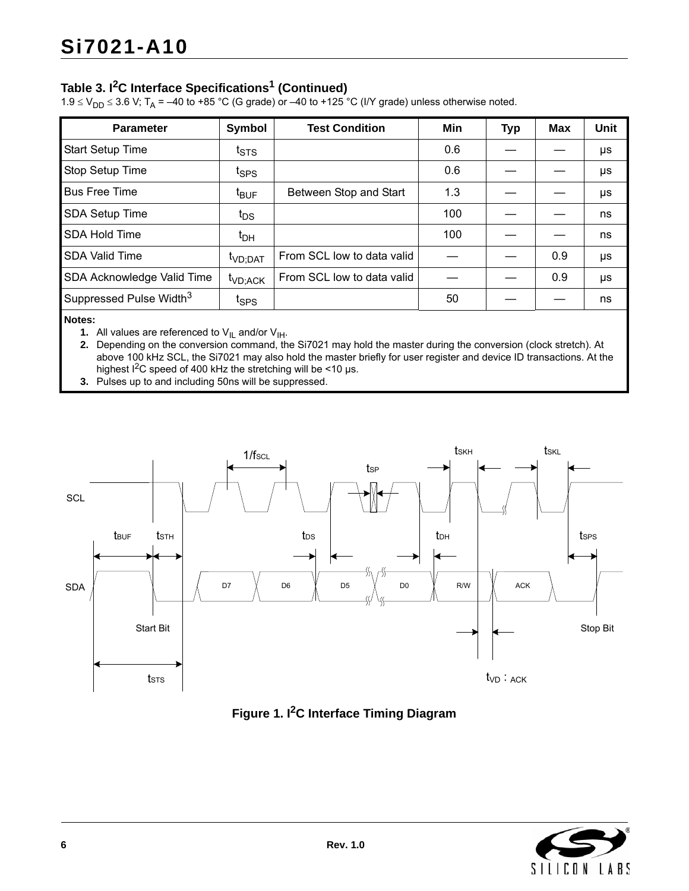## Table 3. I²C Interface Specifications[1] (Continued)

$1.9 \le V_{DD} \le 3.6$ V; $T_A$ = –40 to +85 °C (G grade) or –40 to +125 °C (I/Y grade) unless otherwise noted.

| Parameter | Symbol | Test Condition | Min | Typ | Max | Unit |
|---|---|---|---|---|---|---|
| Start Setup Time | $t_{STS}$ | | 0.6 | — | — | µs |
| Stop Setup Time | $t_{SPS}$ | | 0.6 | — | — | µs |
| Bus Free Time | $t_{BUF}$ | Between Stop and Start | 1.3 | — | — | µs |
| SDA Setup Time | $t_{DS}$ | | 100 | — | — | ns |
| SDA Hold Time | $t_{DH}$ | | 100 | — | — | ns |
| SDA Valid Time | $t_{VD;DAT}$ | From SCL low to data valid | — | — | 0.9 | µs |
| SDA Acknowledge Valid Time | $t_{VD;ACK}$ | From SCL low to data valid | — | — | 0.9 | µs |
| Suppressed Pulse Width[3] | $t_{SPS}$ | | 50 | — | — | ns |

**Notes:**

1. All values are referenced to $V_{IL}$ and/or $V_{IH}$.
2. Depending on the conversion command, the Si7021 may hold the master during the conversion (clock stretch). At above 100 kHz SCL, the Si7021 may also hold the master briefly for user register and device ID transactions. At the highest I²C speed of 400 kHz the stretching will be <10 µs.
3. Pulses up to and including 50ns will be suppressed.

**Figure 1. I²C Interface Timing Diagram**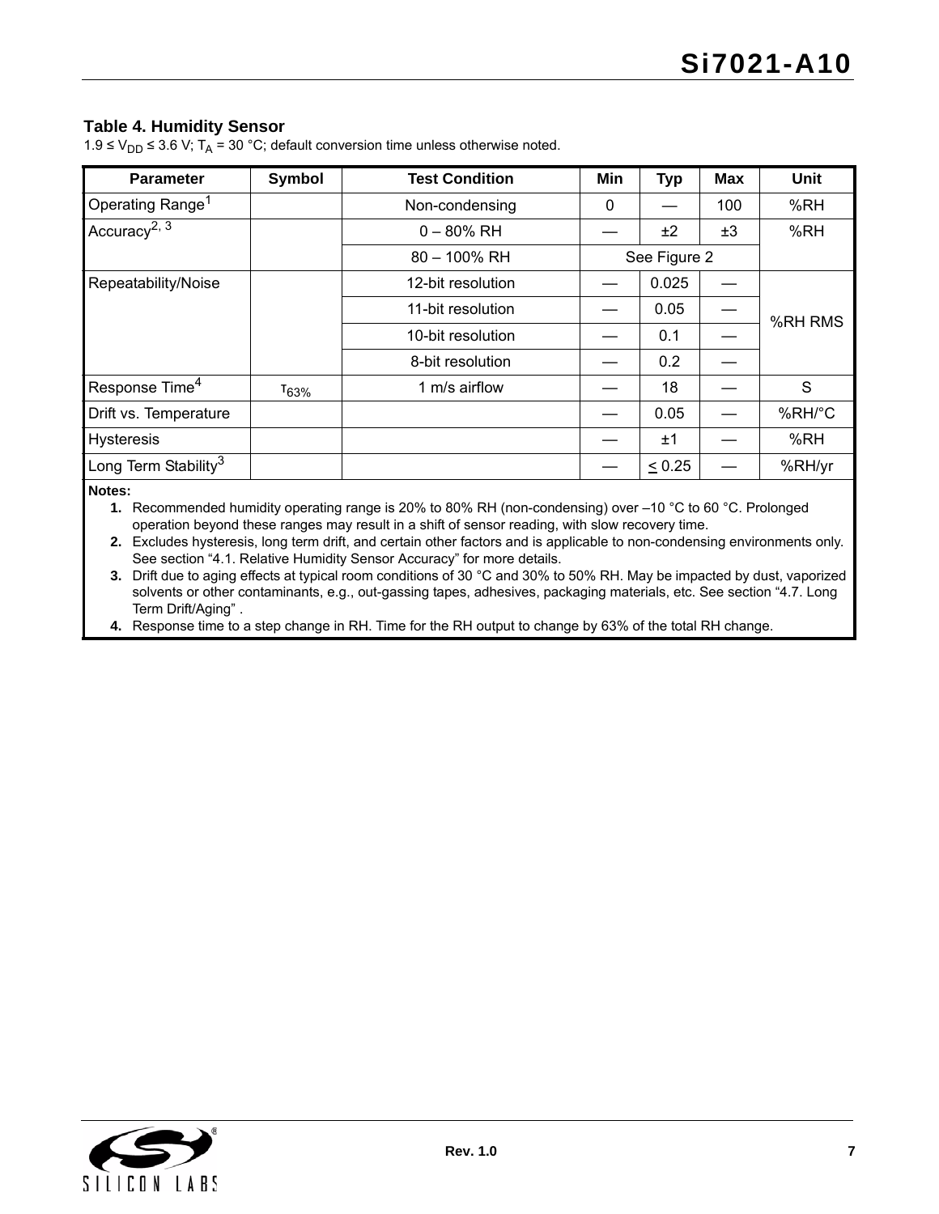**Table 4. Humidity Sensor**

$1.9 \leq V_{DD} \leq 3.6$ V; $T_A = 30$ °C; default conversion time unless otherwise noted.

| Parameter | Symbol | Test Condition | Min | Typ | Max | Unit |
|---|---|---|---|---|---|---|
| Operating Range[1] | | Non-condensing | 0 | — | 100 | %RH |
| Accuracy[2, 3] | | 0 – 80% RH | — | ±2 | ±3 | %RH |
| | | 80 – 100% RH | See Figure 2 | | | |
| Repeatability/Noise | | 12-bit resolution | — | 0.025 | — | %RH RMS |
| | | 11-bit resolution | — | 0.05 | — | |
| | | 10-bit resolution | — | 0.1 | — | |
| | | 8-bit resolution | — | 0.2 | — | |
| Response Time[4] | $\tau_{63\%}$ | 1 m/s airflow | — | 18 | — | S |
| Drift vs. Temperature | | | — | 0.05 | — | %RH/°C |
| Hysteresis | | | — | ±1 | — | %RH |
| Long Term Stability[3] | | | — | ≤ 0.25 | — | %RH/yr |

**Notes:**

1. Recommended humidity operating range is 20% to 80% RH (non-condensing) over –10 °C to 60 °C. Prolonged operation beyond these ranges may result in a shift of sensor reading, with slow recovery time.
2. Excludes hysteresis, long term drift, and certain other factors and is applicable to non-condensing environments only. See section “4.1. Relative Humidity Sensor Accuracy” for more details.
3. Drift due to aging effects at typical room conditions of 30 °C and 30% to 50% RH. May be impacted by dust, vaporized solvents or other contaminants, e.g., out-gassing tapes, adhesives, packaging materials, etc. See section “4.7. Long Term Drift/Aging” .
4. Response time to a step change in RH. Time for the RH output to change by 63% of the total RH change.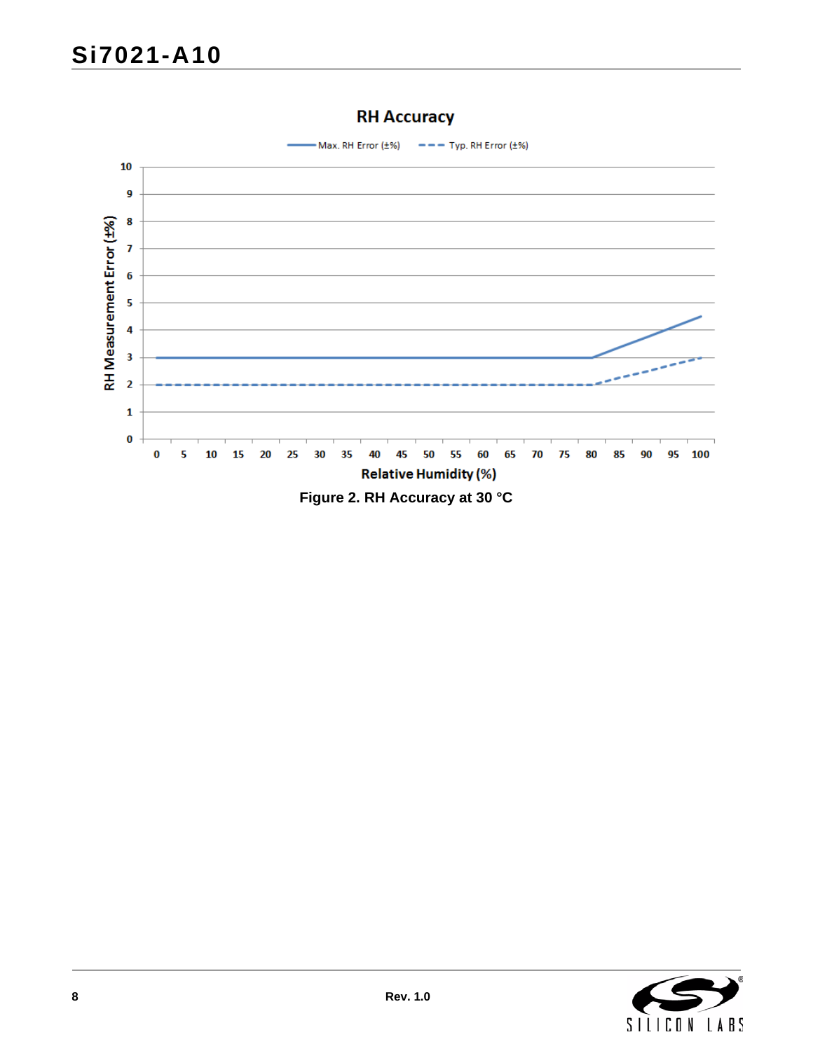Figure 2. RH Accuracy at 30 °C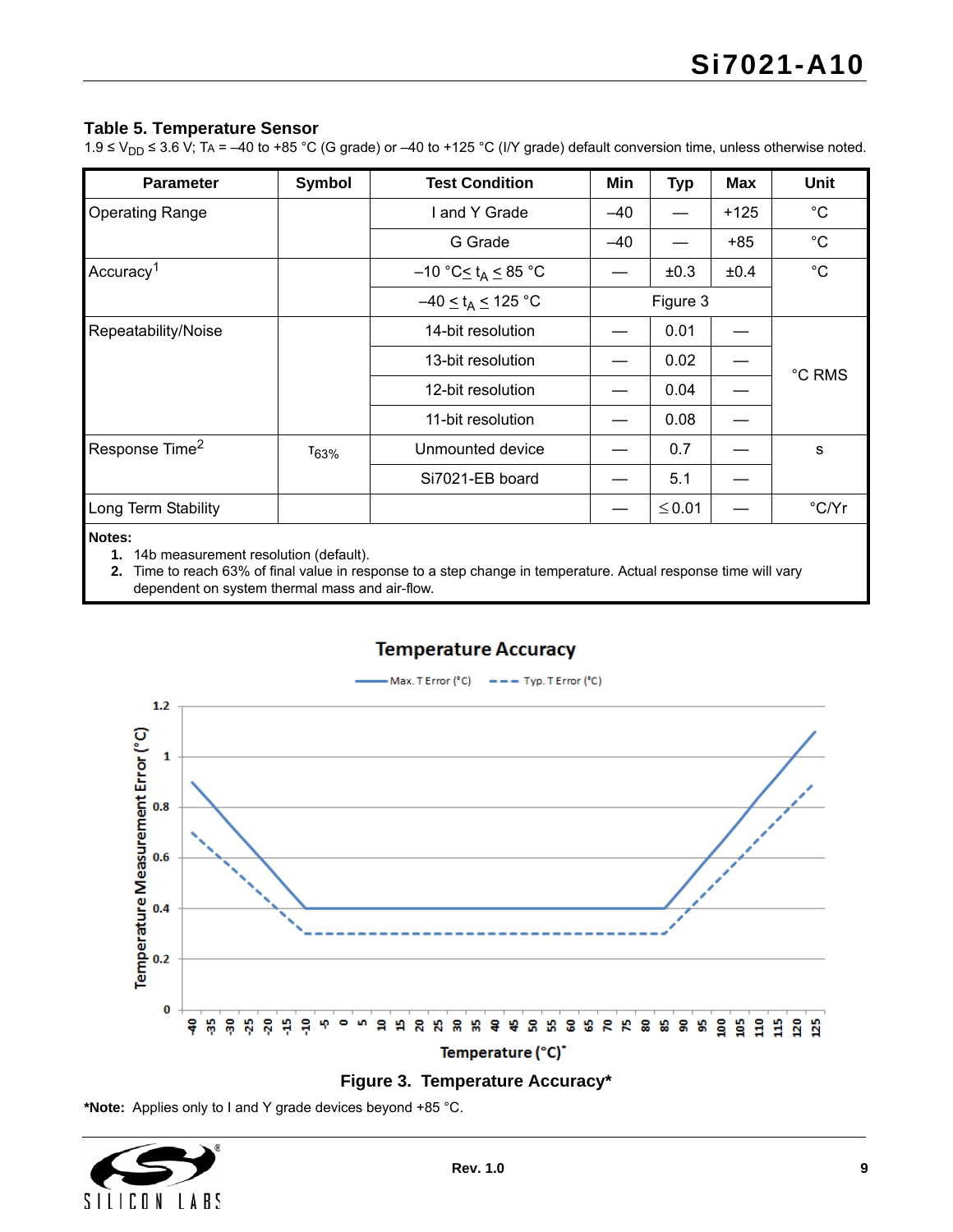### Table 5. Temperature Sensor

1.9 ≤ $V_{DD}$ ≤ 3.6 V; TA = –40 to +85 °C (G grade) or –40 to +125 °C (I/Y grade) default conversion time, unless otherwise noted.

| Parameter | Symbol | Test Condition | Min | Typ | Max | Unit |
|---|---|---|---|---|---|---|
| Operating Range | | I and Y Grade | –40 | — | +125 | °C |
| | | G Grade | –40 | — | +85 | °C |
| Accuracy[1] | | –10 °C ≤ $t_A$ ≤ 85 °C | — | ±0.3 | ±0.4 | °C |
| | | –40 ≤ $t_A$ ≤ 125 °C | | Figure 3 | | |
| Repeatability/Noise | | 14-bit resolution | — | 0.01 | — | °C RMS |
| | | 13-bit resolution | — | 0.02 | — | |
| | | 12-bit resolution | — | 0.04 | — | |
| | | 11-bit resolution | — | 0.08 | — | |
| Response Time[2] | $\tau_{63\%}$ | Unmounted device | — | 0.7 | — | s |
| | | Si7021-EB board | — | 5.1 | — | |
| Long Term Stability | | | — | ≤ 0.01 | — | °C/Yr |

**Notes:**
1. 14b measurement resolution (default).
2. Time to reach 63% of final value in response to a step change in temperature. Actual response time will vary dependent on system thermal mass and air-flow.

Figure 3. Temperature Accuracy*

***Note:** Applies only to I and Y grade devices beyond +85 °C.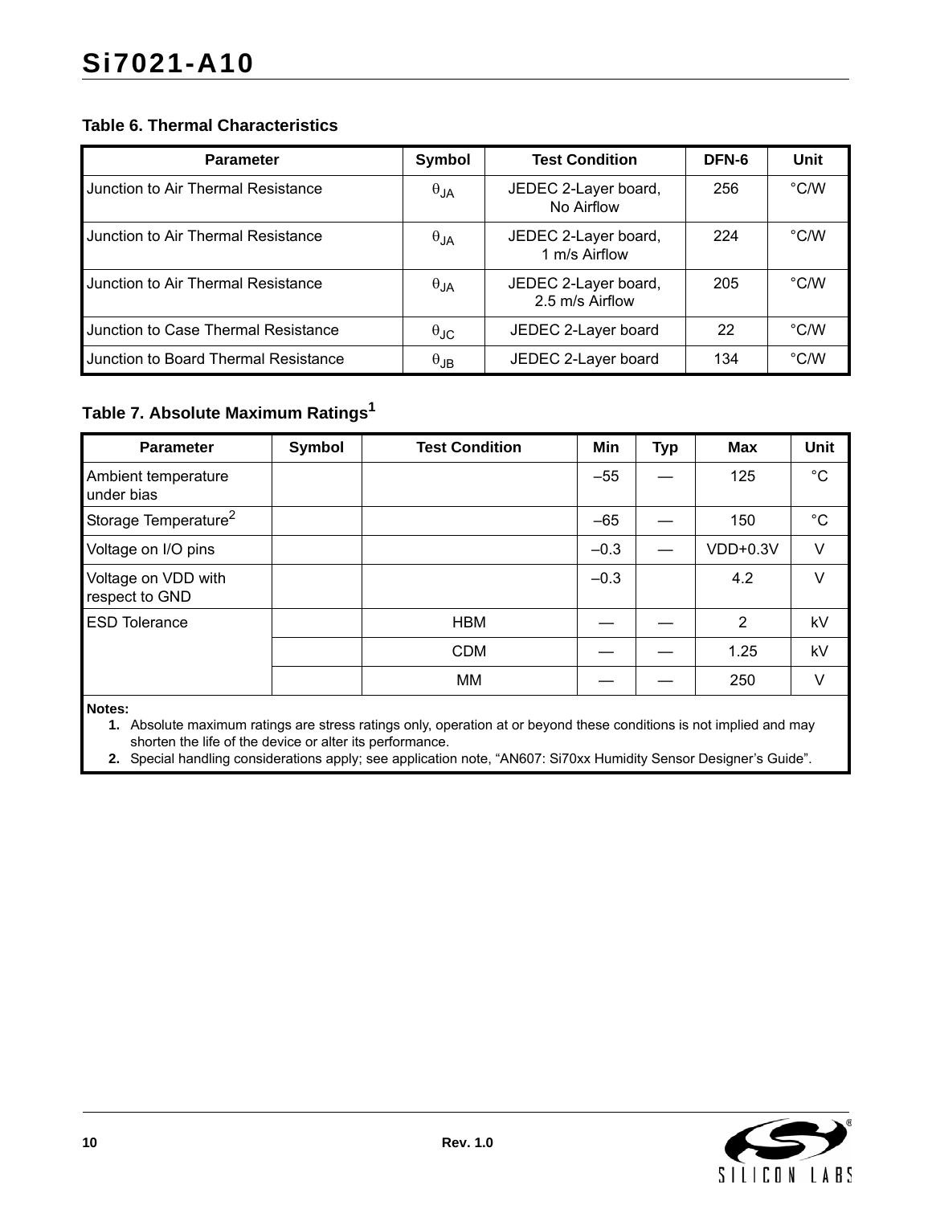### Table 6. Thermal Characteristics

| Parameter | Symbol | Test Condition | DFN-6 | Unit |
|---|---|---|---|---|
| Junction to Air Thermal Resistance | $\theta_{JA}$ | JEDEC 2-Layer board, No Airflow | 256 | °C/W |
| Junction to Air Thermal Resistance | $\theta_{JA}$ | JEDEC 2-Layer board, 1 m/s Airflow | 224 | °C/W |
| Junction to Air Thermal Resistance | $\theta_{JA}$ | JEDEC 2-Layer board, 2.5 m/s Airflow | 205 | °C/W |
| Junction to Case Thermal Resistance | $\theta_{JC}$ | JEDEC 2-Layer board | 22 | °C/W |
| Junction to Board Thermal Resistance | $\theta_{JB}$ | JEDEC 2-Layer board | 134 | °C/W |

### Table 7. Absolute Maximum Ratings[1]

| Parameter | Symbol | Test Condition | Min | Typ | Max | Unit |
|---|---|---|---|---|---|---|
| Ambient temperature under bias | | | –55 | — | 125 | °C |
| Storage Temperature[2] | | | –65 | — | 150 | °C |
| Voltage on I/O pins | | | –0.3 | — | VDD+0.3V | V |
| Voltage on VDD with respect to GND | | | –0.3 | | 4.2 | V |
| ESD Tolerance | | HBM | — | — | 2 | kV |
| | | CDM | — | — | 1.25 | kV |
| | | MM | — | — | 250 | V |

**Notes:**

1. Absolute maximum ratings are stress ratings only, operation at or beyond these conditions is not implied and may shorten the life of the device or alter its performance.
2. Special handling considerations apply; see application note, "AN607: Si70xx Humidity Sensor Designer's Guide".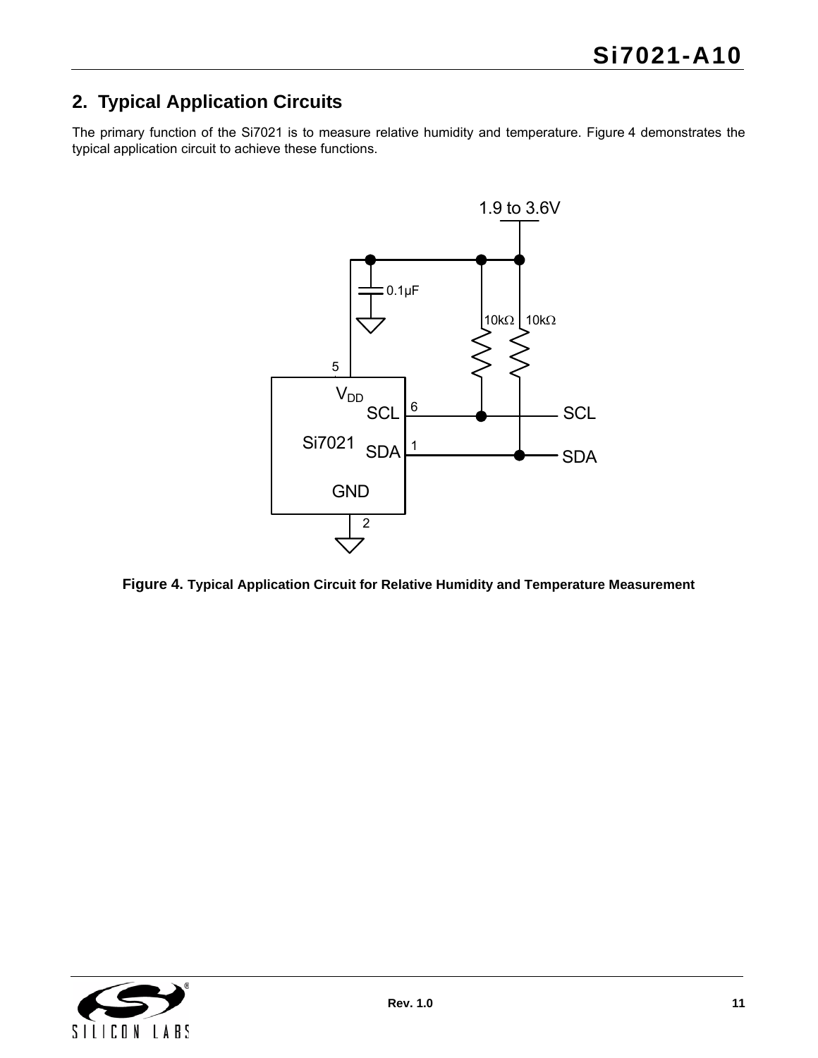## 2. Typical Application Circuits

The primary function of the Si7021 is to measure relative humidity and temperature. Figure 4 demonstrates the typical application circuit to achieve these functions.

**Figure 4.** **Typical Application Circuit for Relative Humidity and Temperature Measurement**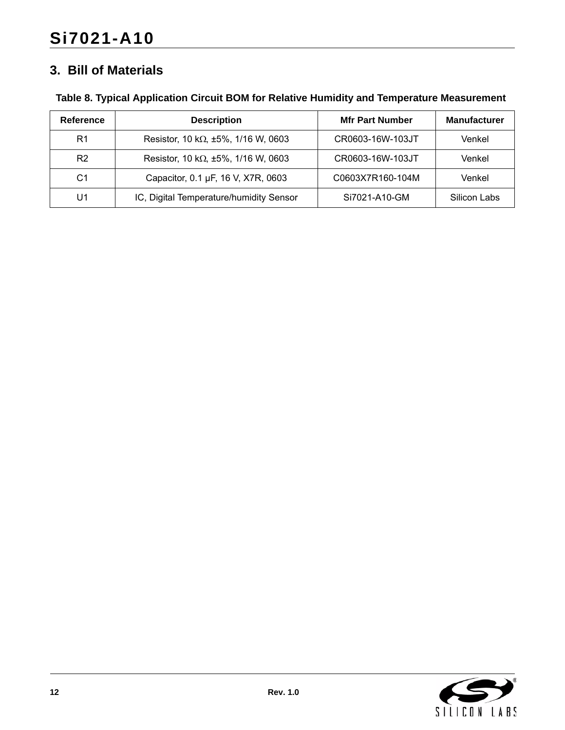## 3. Bill of Materials

**Table 8. Typical Application Circuit BOM for Relative Humidity and Temperature Measurement**

| Reference | Description | Mfr Part Number | Manufacturer |
|---|---|---|---|
| R1 | Resistor, 10 kΩ, ±5%, 1/16 W, 0603 | CR0603-16W-103JT | Venkel |
| R2 | Resistor, 10 kΩ, ±5%, 1/16 W, 0603 | CR0603-16W-103JT | Venkel |
| C1 | Capacitor, 0.1 µF, 16 V, X7R, 0603 | C0603X7R160-104M | Venkel |
| U1 | IC, Digital Temperature/humidity Sensor | Si7021-A10-GM | Silicon Labs |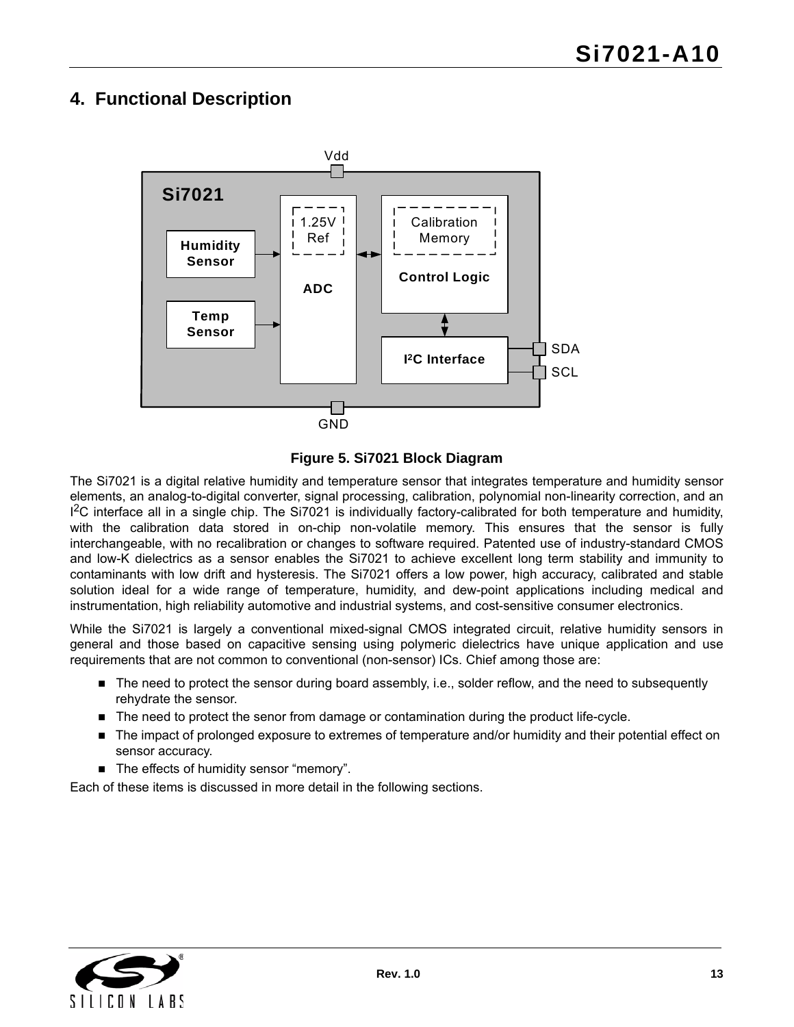## 4. Functional Description

Figure 5. Si7021 Block Diagram

The Si7021 is a digital relative humidity and temperature sensor that integrates temperature and humidity sensor elements, an analog-to-digital converter, signal processing, calibration, polynomial non-linearity correction, and an $I^2C$ interface all in a single chip. The Si7021 is individually factory-calibrated for both temperature and humidity, with the calibration data stored in on-chip non-volatile memory. This ensures that the sensor is fully interchangeable, with no recalibration or changes to software required. Patented use of industry-standard CMOS and low-K dielectrics as a sensor enables the Si7021 to achieve excellent long term stability and immunity to contaminants with low drift and hysteresis. The Si7021 offers a low power, high accuracy, calibrated and stable solution ideal for a wide range of temperature, humidity, and dew-point applications including medical and instrumentation, high reliability automotive and industrial systems, and cost-sensitive consumer electronics.

While the Si7021 is largely a conventional mixed-signal CMOS integrated circuit, relative humidity sensors in general and those based on capacitive sensing using polymeric dielectrics have unique application and use requirements that are not common to conventional (non-sensor) ICs. Chief among those are:

- The need to protect the sensor during board assembly, i.e., solder reflow, and the need to subsequently rehydrate the sensor.
- The need to protect the senor from damage or contamination during the product life-cycle.
- The impact of prolonged exposure to extremes of temperature and/or humidity and their potential effect on sensor accuracy.
- The effects of humidity sensor “memory”.

Each of these items is discussed in more detail in the following sections.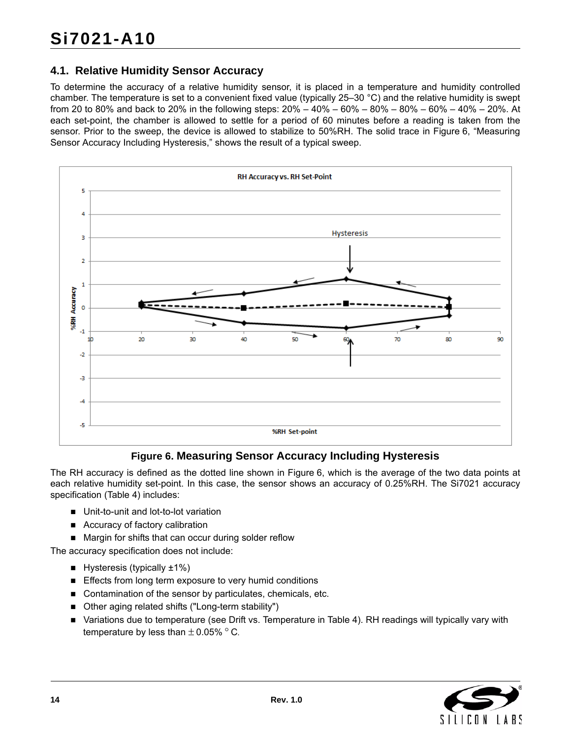### 4.1. Relative Humidity Sensor Accuracy

To determine the accuracy of a relative humidity sensor, it is placed in a temperature and humidity controlled chamber. The temperature is set to a convenient fixed value (typically 25–30 °C) and the relative humidity is swept from 20 to 80% and back to 20% in the following steps: 20% – 40% – 60% – 80% – 80% – 60% – 40% – 20%. At each set-point, the chamber is allowed to settle for a period of 60 minutes before a reading is taken from the sensor. Prior to the sweep, the device is allowed to stabilize to 50%RH. The solid trace in Figure 6, "Measuring Sensor Accuracy Including Hysteresis," shows the result of a typical sweep.

**Figure 6. Measuring Sensor Accuracy Including Hysteresis**

The RH accuracy is defined as the dotted line shown in Figure 6, which is the average of the two data points at each relative humidity set-point. In this case, the sensor shows an accuracy of 0.25%RH. The Si7021 accuracy specification (Table 4) includes:

- Unit-to-unit and lot-to-lot variation
- Accuracy of factory calibration
- Margin for shifts that can occur during solder reflow

The accuracy specification does not include:

- Hysteresis (typically ±1%)
- Effects from long term exposure to very humid conditions
- Contamination of the sensor by particulates, chemicals, etc.
- Other aging related shifts ("Long-term stability")
- Variations due to temperature (see Drift vs. Temperature in Table 4). RH readings will typically vary with temperature by less than ± 0.05% °C.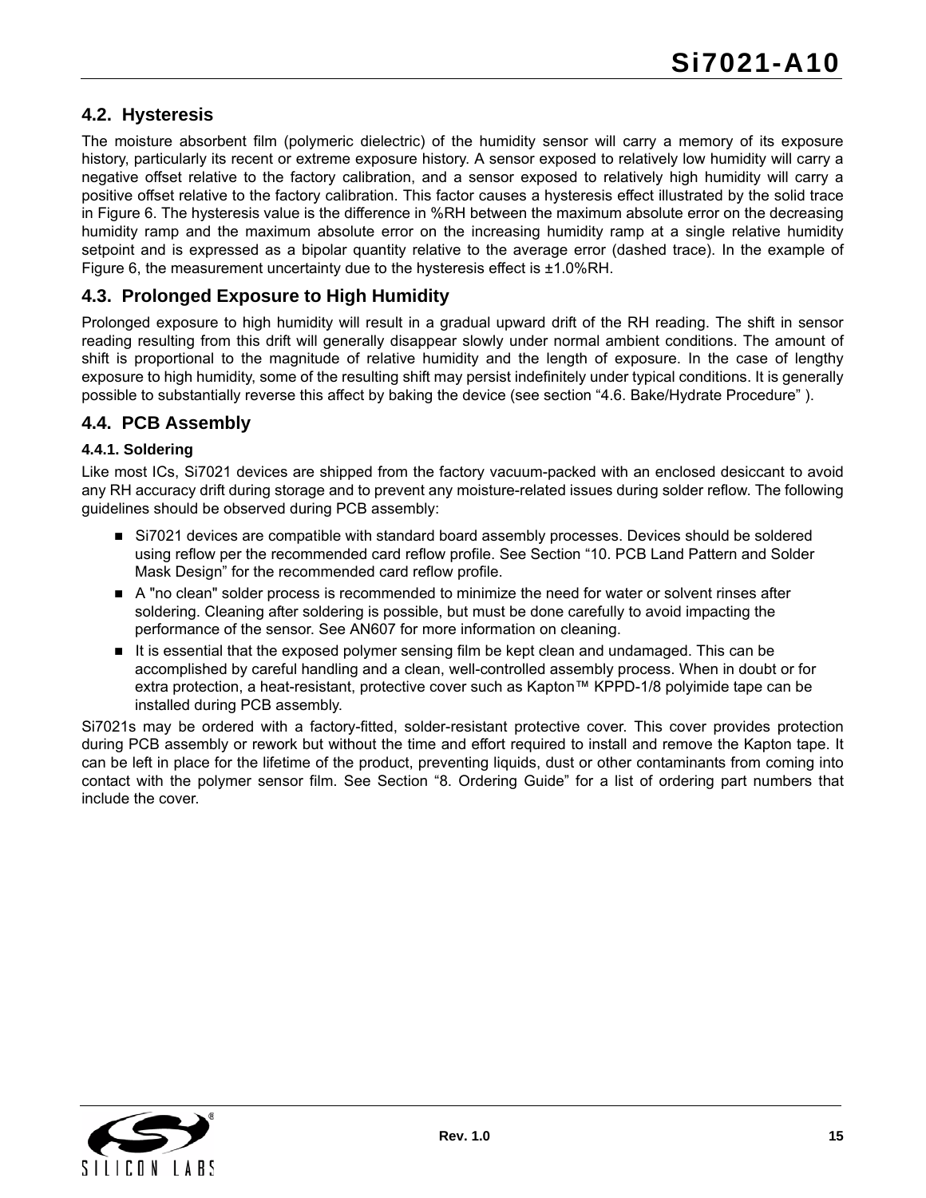## 4.2. Hysteresis

The moisture absorbent film (polymeric dielectric) of the humidity sensor will carry a memory of its exposure history, particularly its recent or extreme exposure history. A sensor exposed to relatively low humidity will carry a negative offset relative to the factory calibration, and a sensor exposed to relatively high humidity will carry a positive offset relative to the factory calibration. This factor causes a hysteresis effect illustrated by the solid trace in Figure 6. The hysteresis value is the difference in %RH between the maximum absolute error on the decreasing humidity ramp and the maximum absolute error on the increasing humidity ramp at a single relative humidity setpoint and is expressed as a bipolar quantity relative to the average error (dashed trace). In the example of Figure 6, the measurement uncertainty due to the hysteresis effect is ±1.0%RH.

## 4.3. Prolonged Exposure to High Humidity

Prolonged exposure to high humidity will result in a gradual upward drift of the RH reading. The shift in sensor reading resulting from this drift will generally disappear slowly under normal ambient conditions. The amount of shift is proportional to the magnitude of relative humidity and the length of exposure. In the case of lengthy exposure to high humidity, some of the resulting shift may persist indefinitely under typical conditions. It is generally possible to substantially reverse this affect by baking the device (see section "4.6. Bake/Hydrate Procedure" ).

## 4.4. PCB Assembly

### 4.4.1. Soldering

Like most ICs, Si7021 devices are shipped from the factory vacuum-packed with an enclosed desiccant to avoid any RH accuracy drift during storage and to prevent any moisture-related issues during solder reflow. The following guidelines should be observed during PCB assembly:

- Si7021 devices are compatible with standard board assembly processes. Devices should be soldered using reflow per the recommended card reflow profile. See Section "10. PCB Land Pattern and Solder Mask Design" for the recommended card reflow profile.
- A "no clean" solder process is recommended to minimize the need for water or solvent rinses after soldering. Cleaning after soldering is possible, but must be done carefully to avoid impacting the performance of the sensor. See AN607 for more information on cleaning.
- It is essential that the exposed polymer sensing film be kept clean and undamaged. This can be accomplished by careful handling and a clean, well-controlled assembly process. When in doubt or for extra protection, a heat-resistant, protective cover such as Kapton™ KPPD-1/8 polyimide tape can be installed during PCB assembly.

Si7021s may be ordered with a factory-fitted, solder-resistant protective cover. This cover provides protection during PCB assembly or rework but without the time and effort required to install and remove the Kapton tape. It can be left in place for the lifetime of the product, preventing liquids, dust or other contaminants from coming into contact with the polymer sensor film. See Section "8. Ordering Guide" for a list of ordering part numbers that include the cover.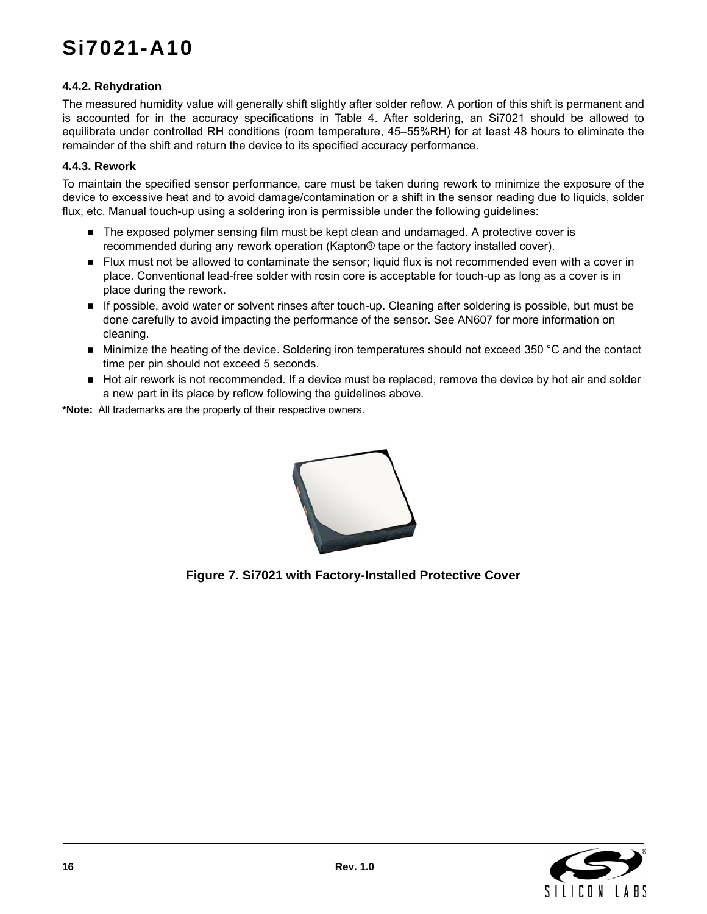#### 4.4.2. Rehydration

The measured humidity value will generally shift slightly after solder reflow. A portion of this shift is permanent and is accounted for in the accuracy specifications in Table 4. After soldering, an Si7021 should be allowed to equilibrate under controlled RH conditions (room temperature, 45–55%RH) for at least 48 hours to eliminate the remainder of the shift and return the device to its specified accuracy performance.

#### 4.4.3. Rework

To maintain the specified sensor performance, care must be taken during rework to minimize the exposure of the device to excessive heat and to avoid damage/contamination or a shift in the sensor reading due to liquids, solder flux, etc. Manual touch-up using a soldering iron is permissible under the following guidelines:

- The exposed polymer sensing film must be kept clean and undamaged. A protective cover is recommended during any rework operation (Kapton® tape or the factory installed cover).
- Flux must not be allowed to contaminate the sensor; liquid flux is not recommended even with a cover in place. Conventional lead-free solder with rosin core is acceptable for touch-up as long as a cover is in place during the rework.
- If possible, avoid water or solvent rinses after touch-up. Cleaning after soldering is possible, but must be done carefully to avoid impacting the performance of the sensor. See AN607 for more information on cleaning.
- Minimize the heating of the device. Soldering iron temperatures should not exceed 350 °C and the contact time per pin should not exceed 5 seconds.
- Hot air rework is not recommended. If a device must be replaced, remove the device by hot air and solder a new part in its place by reflow following the guidelines above.

**\*Note:** All trademarks are the property of their respective owners.

**Figure 7. Si7021 with Factory-Installed Protective Cover**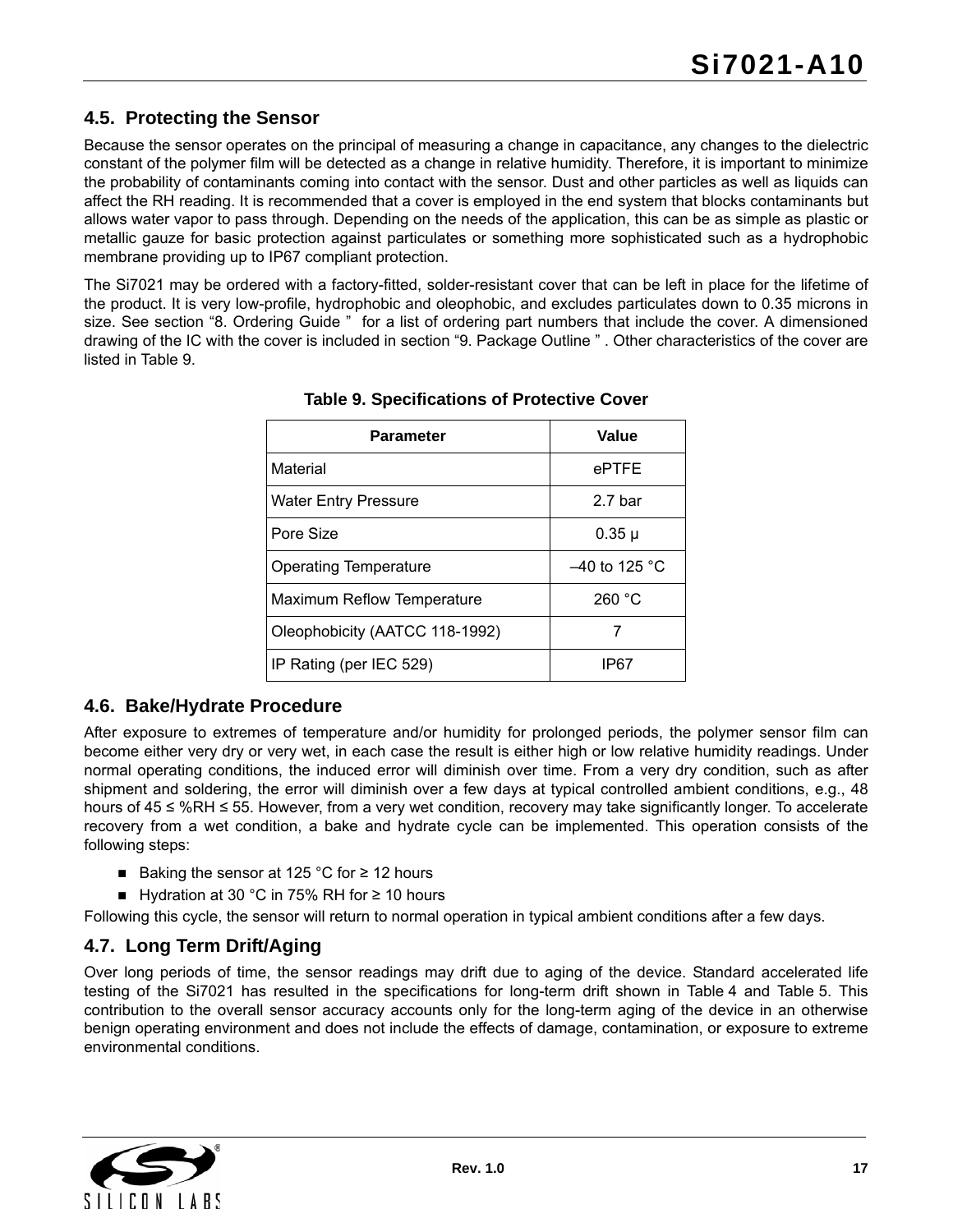## 4.5. Protecting the Sensor

Because the sensor operates on the principal of measuring a change in capacitance, any changes to the dielectric constant of the polymer film will be detected as a change in relative humidity. Therefore, it is important to minimize the probability of contaminants coming into contact with the sensor. Dust and other particles as well as liquids can affect the RH reading. It is recommended that a cover is employed in the end system that blocks contaminants but allows water vapor to pass through. Depending on the needs of the application, this can be as simple as plastic or metallic gauze for basic protection against particulates or something more sophisticated such as a hydrophobic membrane providing up to IP67 compliant protection.

The Si7021 may be ordered with a factory-fitted, solder-resistant cover that can be left in place for the lifetime of the product. It is very low-profile, hydrophobic and oleophobic, and excludes particulates down to 0.35 microns in size. See section “8. Ordering Guide ” for a list of ordering part numbers that include the cover. A dimensioned drawing of the IC with the cover is included in section “9. Package Outline ” . Other characteristics of the cover are listed in Table 9.

**Table 9. Specifications of Protective Cover**

| Parameter | Value |
|---|---|
| Material | ePTFE |
| Water Entry Pressure | 2.7 bar |
| Pore Size | 0.35 µ |
| Operating Temperature | –40 to 125 °C |
| Maximum Reflow Temperature | 260 °C |
| Oleophobicity (AATCC 118-1992) | 7 |
| IP Rating (per IEC 529) | IP67 |

## 4.6. Bake/Hydrate Procedure

After exposure to extremes of temperature and/or humidity for prolonged periods, the polymer sensor film can become either very dry or very wet, in each case the result is either high or low relative humidity readings. Under normal operating conditions, the induced error will diminish over time. From a very dry condition, such as after shipment and soldering, the error will diminish over a few days at typical controlled ambient conditions, e.g., 48 hours of 45 ≤ %RH ≤ 55. However, from a very wet condition, recovery may take significantly longer. To accelerate recovery from a wet condition, a bake and hydrate cycle can be implemented. This operation consists of the following steps:

- Baking the sensor at 125 °C for ≥ 12 hours
- Hydration at 30 °C in 75% RH for ≥ 10 hours

Following this cycle, the sensor will return to normal operation in typical ambient conditions after a few days.

## 4.7. Long Term Drift/Aging

Over long periods of time, the sensor readings may drift due to aging of the device. Standard accelerated life testing of the Si7021 has resulted in the specifications for long-term drift shown in Table 4 and Table 5. This contribution to the overall sensor accuracy accounts only for the long-term aging of the device in an otherwise benign operating environment and does not include the effects of damage, contamination, or exposure to extreme environmental conditions.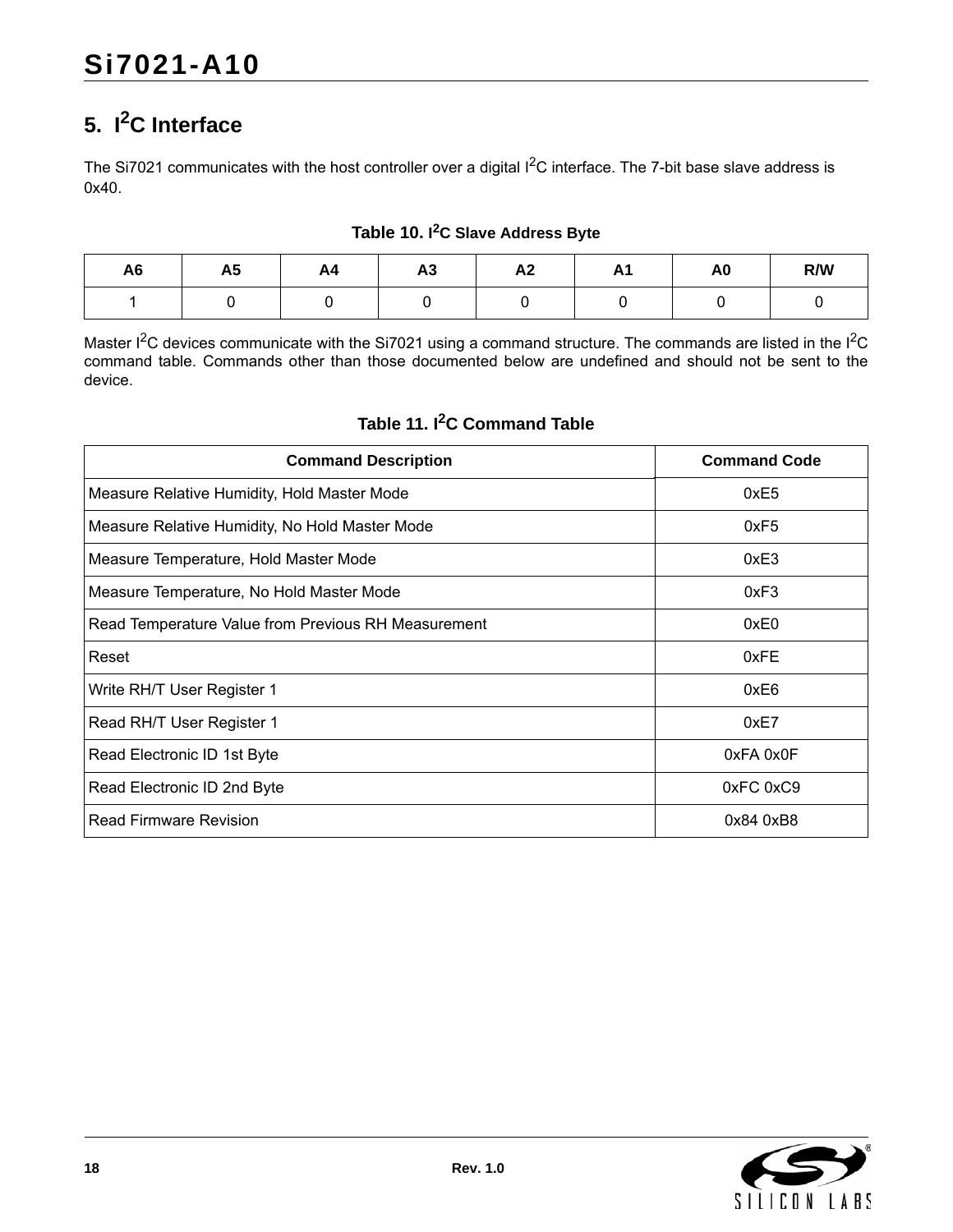# 5. I$^2$C Interface

The Si7021 communicates with the host controller over a digital I$^2$C interface. The 7-bit base slave address is 0x40.

**Table 10. I$^2$C Slave Address Byte**

| A6 | A5 | A4 | A3 | A2 | A1 | A0 | R/W |
|---|---|---|---|---|---|---|---|
| 1 | 0 | 0 | 0 | 0 | 0 | 0 | 0 |

Master I$^2$C devices communicate with the Si7021 using a command structure. The commands are listed in the I$^2$C command table. Commands other than those documented below are undefined and should not be sent to the device.

**Table 11. I$^2$C Command Table**

| Command Description | Command Code |
|---|---|
| Measure Relative Humidity, Hold Master Mode | 0xE5 |
| Measure Relative Humidity, No Hold Master Mode | 0xF5 |
| Measure Temperature, Hold Master Mode | 0xE3 |
| Measure Temperature, No Hold Master Mode | 0xF3 |
| Read Temperature Value from Previous RH Measurement | 0xE0 |
| Reset | 0xFE |
| Write RH/T User Register 1 | 0xE6 |
| Read RH/T User Register 1 | 0xE7 |
| Read Electronic ID 1st Byte | 0xFA 0x0F |
| Read Electronic ID 2nd Byte | 0xFC 0xC9 |
| Read Firmware Revision | 0x84 0xB8 |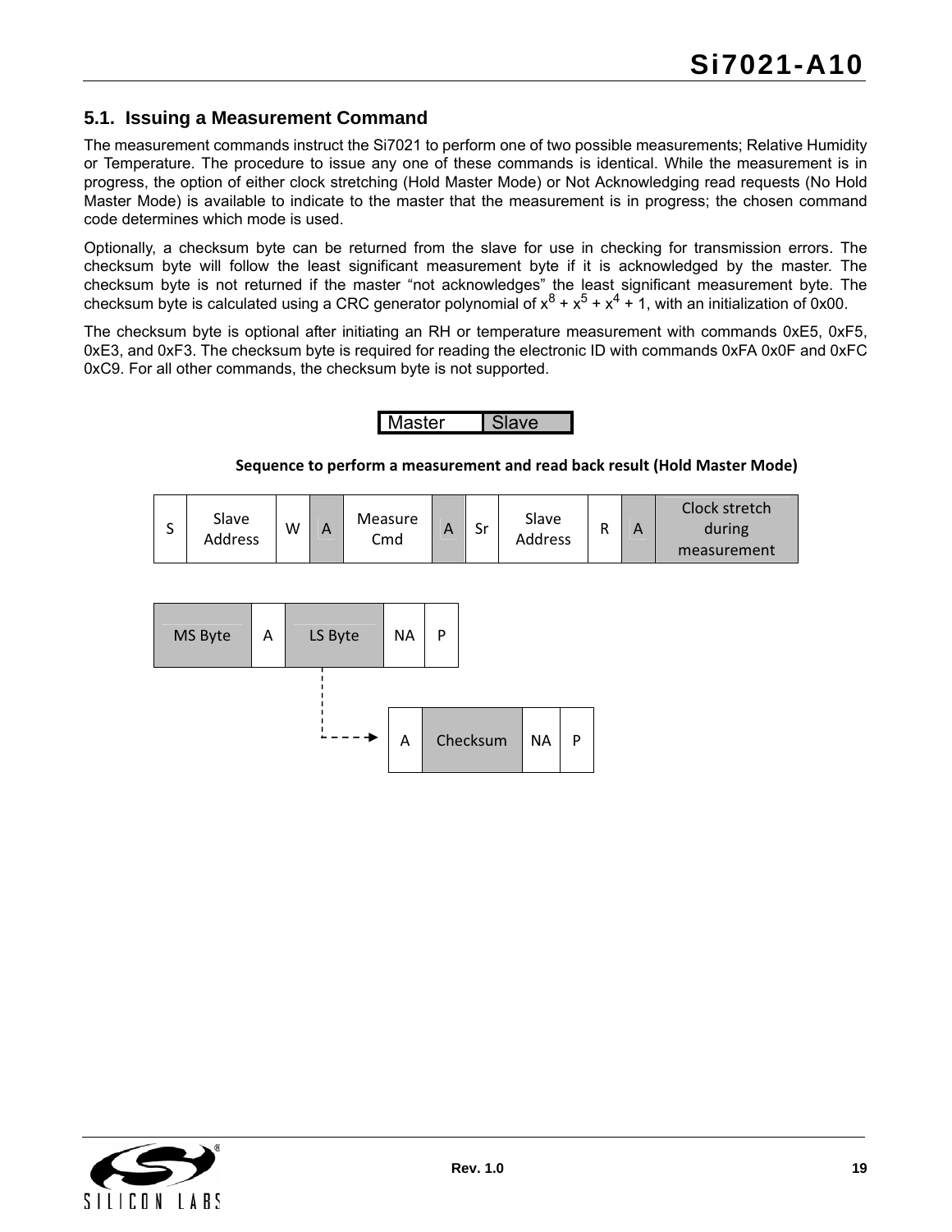### 5.1. Issuing a Measurement Command

The measurement commands instruct the Si7021 to perform one of two possible measurements; Relative Humidity or Temperature. The procedure to issue any one of these commands is identical. While the measurement is in progress, the option of either clock stretching (Hold Master Mode) or Not Acknowledging read requests (No Hold Master Mode) is available to indicate to the master that the measurement is in progress; the chosen command code determines which mode is used.

Optionally, a checksum byte can be returned from the slave for use in checking for transmission errors. The checksum byte will follow the least significant measurement byte if it is acknowledged by the master. The checksum byte is not returned if the master "not acknowledges" the least significant measurement byte. The checksum byte is calculated using a CRC generator polynomial of $x^8 + x^5 + x^4 + 1$, with an initialization of 0x00.

The checksum byte is optional after initiating an RH or temperature measurement with commands 0xE5, 0xF5, 0xE3, and 0xF3. The checksum byte is required for reading the electronic ID with commands 0xFA 0x0F and 0xFC 0xC9. For all other commands, the checksum byte is not supported.

| Master | Slave |
|---|---|

**Sequence to perform a measurement and read back result (Hold Master Mode)**

| S | Slave Address | W | A | Measure Cmd | A | Sr | Slave Address | R | A | Clock stretch during measurement |
|---|---|---|---|---|---|---|---|---|---|---|

| MS Byte | A | LS Byte | NA | P |
|---|---|---|---|---|

(Alternatively, after LS Byte:)

| A | Checksum | NA | P |
|---|---|---|---|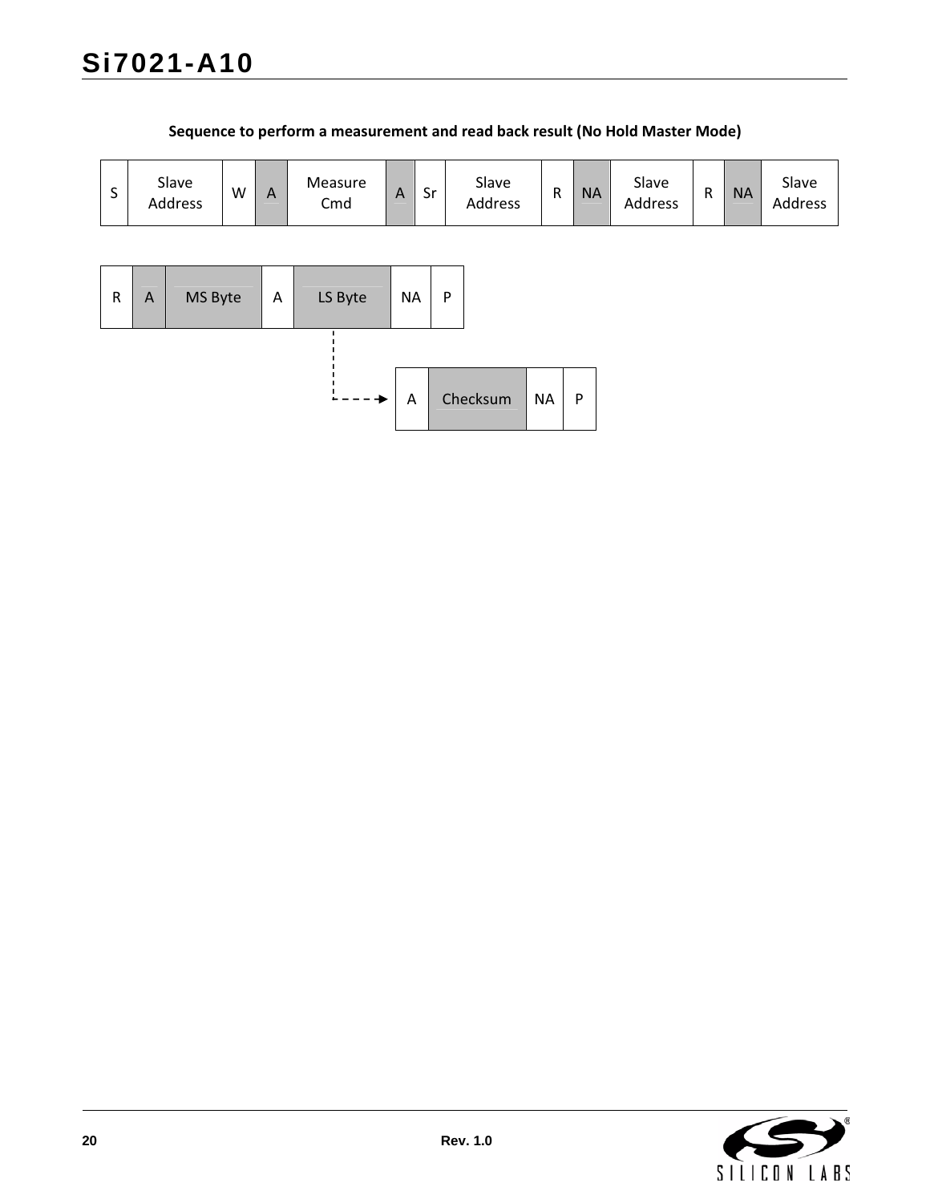**Sequence to perform a measurement and read back result (No Hold Master Mode)**

| S | Slave Address | W | A | Measure Cmd | A | Sr | Slave Address | R | NA | Slave Address | R | NA | Slave Address |
|---|---|---|---|---|---|---|---|---|---|---|---|---|---|

| R | A | MS Byte | A | LS Byte | NA | P |
|---|---|---|---|---|---|---|

| A | Checksum | NA | P |
|---|---|---|---|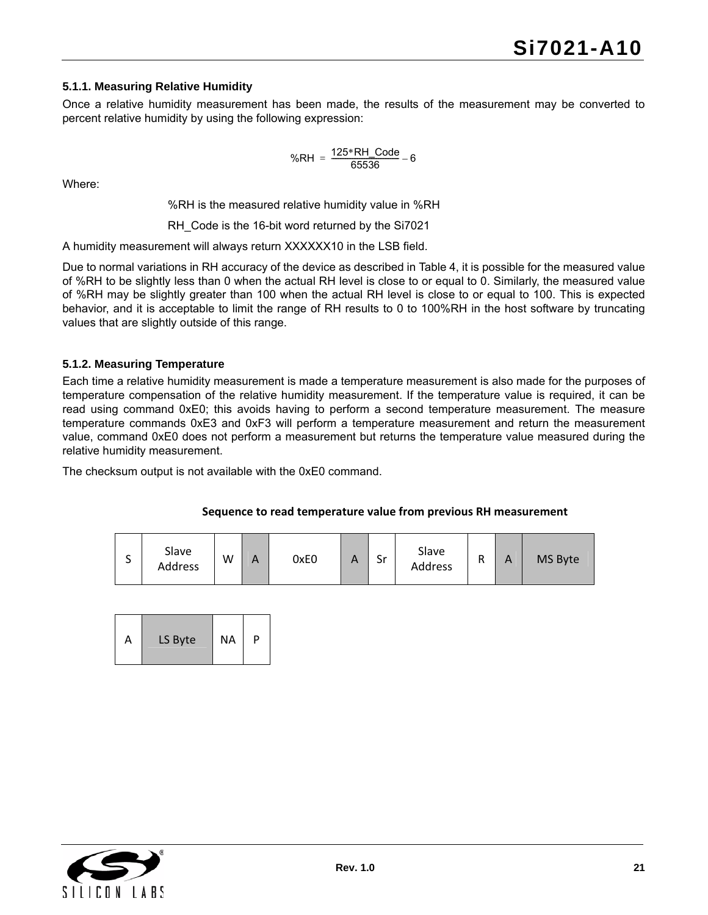### 5.1.1. Measuring Relative Humidity

Once a relative humidity measurement has been made, the results of the measurement may be converted to percent relative humidity by using the following expression:

$$\%RH = \frac{125 * RH\_Code}{65536} - 6$$

Where:

%RH is the measured relative humidity value in %RH

RH_Code is the 16-bit word returned by the Si7021

A humidity measurement will always return XXXXXX10 in the LSB field.

Due to normal variations in RH accuracy of the device as described in Table 4, it is possible for the measured value of %RH to be slightly less than 0 when the actual RH level is close to or equal to 0. Similarly, the measured value of %RH may be slightly greater than 100 when the actual RH level is close to or equal to 100. This is expected behavior, and it is acceptable to limit the range of RH results to 0 to 100%RH in the host software by truncating values that are slightly outside of this range.

### 5.1.2. Measuring Temperature

Each time a relative humidity measurement is made a temperature measurement is also made for the purposes of temperature compensation of the relative humidity measurement. If the temperature value is required, it can be read using command 0xE0; this avoids having to perform a second temperature measurement. The measure temperature commands 0xE3 and 0xF3 will perform a temperature measurement and return the measurement value, command 0xE0 does not perform a measurement but returns the temperature value measured during the relative humidity measurement.

The checksum output is not available with the 0xE0 command.

**Sequence to read temperature value from previous RH measurement**

| S | Slave Address | W | A | 0xE0 | A | Sr | Slave Address | R | A | MS Byte |
|---|---|---|---|---|---|---|---|---|---|---|

| A | LS Byte | NA | P |
|---|---|---|---|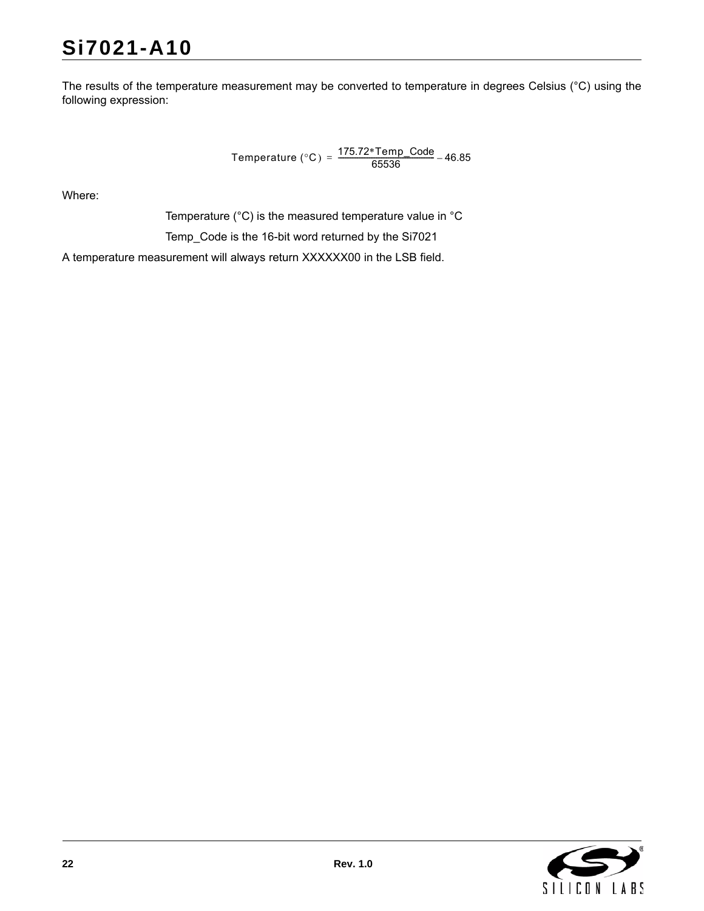The results of the temperature measurement may be converted to temperature in degrees Celsius (°C) using the following expression:

$$\text{Temperature}\ (^\circ\text{C}) = \frac{175.72 * \text{Temp\_Code}}{65536} - 46.85$$

Where:

Temperature (°C) is the measured temperature value in °C

Temp_Code is the 16-bit word returned by the Si7021

A temperature measurement will always return XXXXXX00 in the LSB field.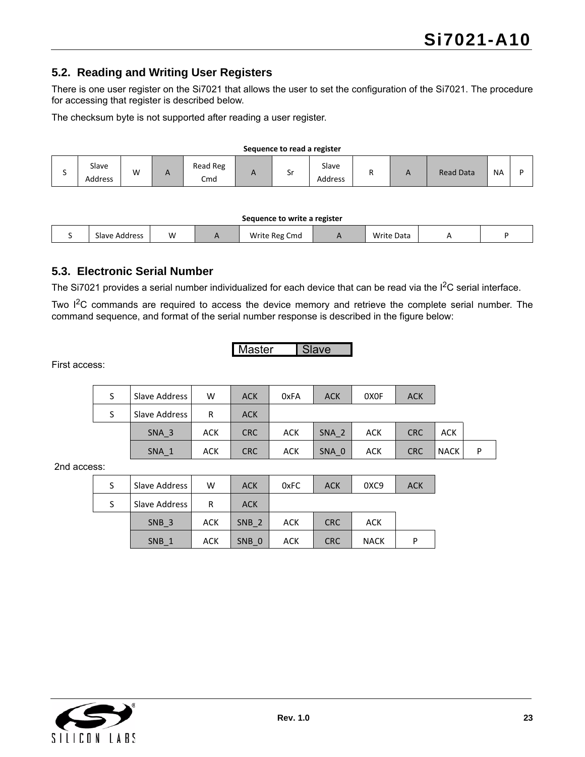## 5.2. Reading and Writing User Registers

There is one user register on the Si7021 that allows the user to set the configuration of the Si7021. The procedure for accessing that register is described below.

The checksum byte is not supported after reading a user register.

**Sequence to read a register**

| S | Slave Address | W | A | Read Reg Cmd | A | Sr | Slave Address | R | A | Read Data | NA | P |
|---|---|---|---|---|---|---|---|---|---|---|---|---|

**Sequence to write a register**

| S | Slave Address | W | A | Write Reg Cmd | A | Write Data | A | P |
|---|---|---|---|---|---|---|---|---|

## 5.3. Electronic Serial Number

The Si7021 provides a serial number individualized for each device that can be read via the I$^2$C serial interface.

Two I$^2$C commands are required to access the device memory and retrieve the complete serial number. The command sequence, and format of the serial number response is described in the figure below:

| Master | Slave |
|---|---|

First access:

| | | | | | | | | | |
|---|---|---|---|---|---|---|---|---|---|
| S | Slave Address | W | ACK | 0xFA | ACK | 0X0F | ACK | | |
| S | Slave Address | R | ACK | | | | | | |
| | SNA_3 | ACK | CRC | ACK | SNA_2 | ACK | CRC | ACK | |
| | SNA_1 | ACK | CRC | ACK | SNA_0 | ACK | CRC | NACK | P |

2nd access:

| | | | | | | | |
|---|---|---|---|---|---|---|---|
| S | Slave Address | W | ACK | 0xFC | ACK | 0XC9 | ACK |
| S | Slave Address | R | ACK | | | | |
| | SNB_3 | ACK | SNB_2 | ACK | CRC | ACK | |
| | SNB_1 | ACK | SNB_0 | ACK | CRC | NACK | P |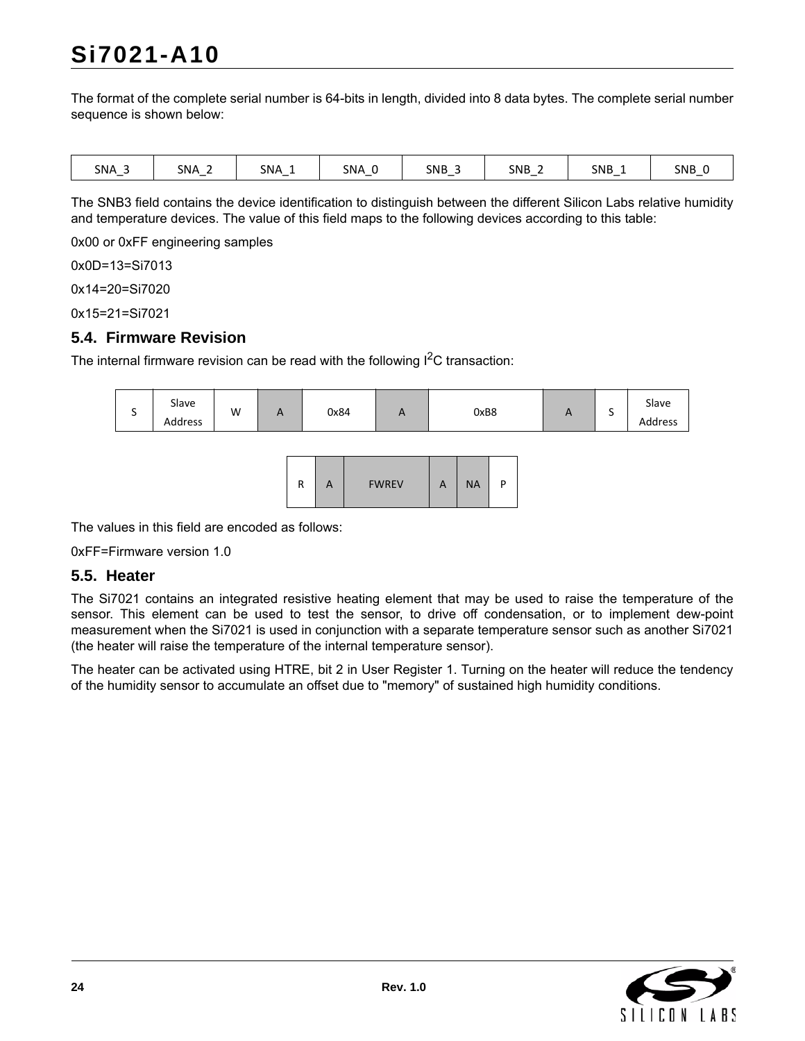The format of the complete serial number is 64-bits in length, divided into 8 data bytes. The complete serial number sequence is shown below:

| SNA_3 | SNA_2 | SNA_1 | SNA_0 | SNB_3 | SNB_2 | SNB_1 | SNB_0 |
|---|---|---|---|---|---|---|---|

The SNB3 field contains the device identification to distinguish between the different Silicon Labs relative humidity and temperature devices. The value of this field maps to the following devices according to this table:

0x00 or 0xFF engineering samples

0x0D=13=Si7013

0x14=20=Si7020

0x15=21=Si7021

## 5.4. Firmware Revision

The internal firmware revision can be read with the following I$^2$C transaction:

| S | Slave Address | W | A | 0x84 | A | 0xB8 | A | S | Slave Address |
|---|---|---|---|---|---|---|---|---|---|

| R | A | FWREV | A | NA | P |
|---|---|---|---|---|---|

The values in this field are encoded as follows:

0xFF=Firmware version 1.0

## 5.5. Heater

The Si7021 contains an integrated resistive heating element that may be used to raise the temperature of the sensor. This element can be used to test the sensor, to drive off condensation, or to implement dew-point measurement when the Si7021 is used in conjunction with a separate temperature sensor such as another Si7021 (the heater will raise the temperature of the internal temperature sensor).

The heater can be activated using HTRE, bit 2 in User Register 1. Turning on the heater will reduce the tendency of the humidity sensor to accumulate an offset due to "memory" of sustained high humidity conditions.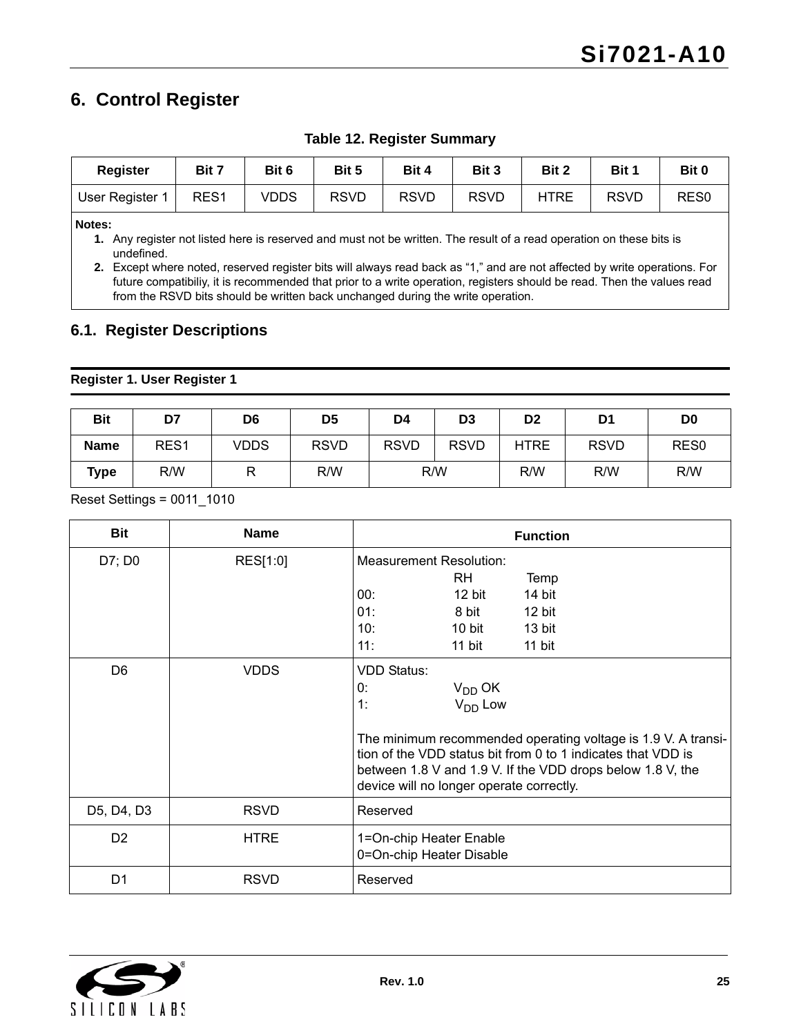# 6. Control Register

**Table 12. Register Summary**

| Register | Bit 7 | Bit 6 | Bit 5 | Bit 4 | Bit 3 | Bit 2 | Bit 1 | Bit 0 |
|---|---|---|---|---|---|---|---|---|
| User Register 1 | RES1 | VDDS | RSVD | RSVD | RSVD | HTRE | RSVD | RES0 |

**Notes:**

1. Any register not listed here is reserved and must not be written. The result of a read operation on these bits is undefined.
2. Except where noted, reserved register bits will always read back as "1," and are not affected by write operations. For future compatibiliy, it is recommended that prior to a write operation, registers should be read. Then the values read from the RSVD bits should be written back unchanged during the write operation.

## 6.1. Register Descriptions

**Register 1. User Register 1**

| Bit | D7 | D6 | D5 | D4 | D3 | D2 | D1 | D0 |
|---|---|---|---|---|---|---|---|---|
| Name | RES1 | VDDS | RSVD | RSVD | RSVD | HTRE | RSVD | RES0 |
| Type | R/W | R | R/W | R/W | | R/W | R/W | R/W |

Reset Settings = 0011_1010

| Bit | Name | Function |
|---|---|---|
| D7; D0 | RES[1:0] | Measurement Resolution:<br>RH Temp<br>00: 12 bit 14 bit<br>01: 8 bit 12 bit<br>10: 10 bit 13 bit<br>11: 11 bit 11 bit |
| D6 | VDDS | VDD Status:<br>0: $V_{DD}$ OK<br>1: $V_{DD}$ Low<br><br>The minimum recommended operating voltage is 1.9 V. A transition of the VDD status bit from 0 to 1 indicates that VDD is between 1.8 V and 1.9 V. If the VDD drops below 1.8 V, the device will no longer operate correctly. |
| D5, D4, D3 | RSVD | Reserved |
| D2 | HTRE | 1=On-chip Heater Enable<br>0=On-chip Heater Disable |
| D1 | RSVD | Reserved |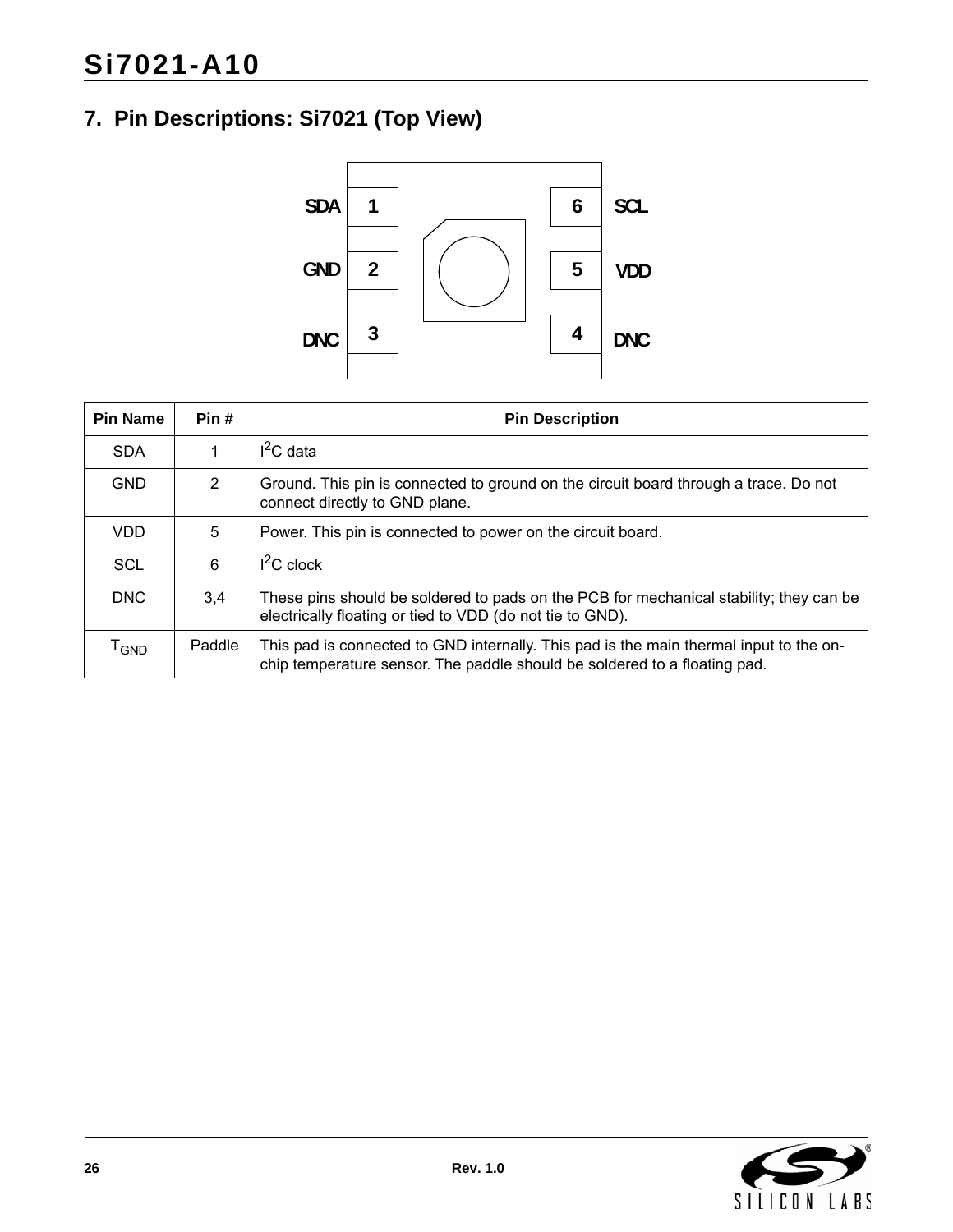## 7. Pin Descriptions: Si7021 (Top View)

SDA 1 | 6 SCL
GND 2 | 5 VDD
DNC 3 | 4 DNC

| Pin Name | Pin # | Pin Description |
|---|---|---|
| SDA | 1 | $I^2C$ data |
| GND | 2 | Ground. This pin is connected to ground on the circuit board through a trace. Do not connect directly to GND plane. |
| VDD | 5 | Power. This pin is connected to power on the circuit board. |
| SCL | 6 | $I^2C$ clock |
| DNC | 3,4 | These pins should be soldered to pads on the PCB for mechanical stability; they can be electrically floating or tied to VDD (do not tie to GND). |
| $T_{GND}$ | Paddle | This pad is connected to GND internally. This pad is the main thermal input to the on-chip temperature sensor. The paddle should be soldered to a floating pad. |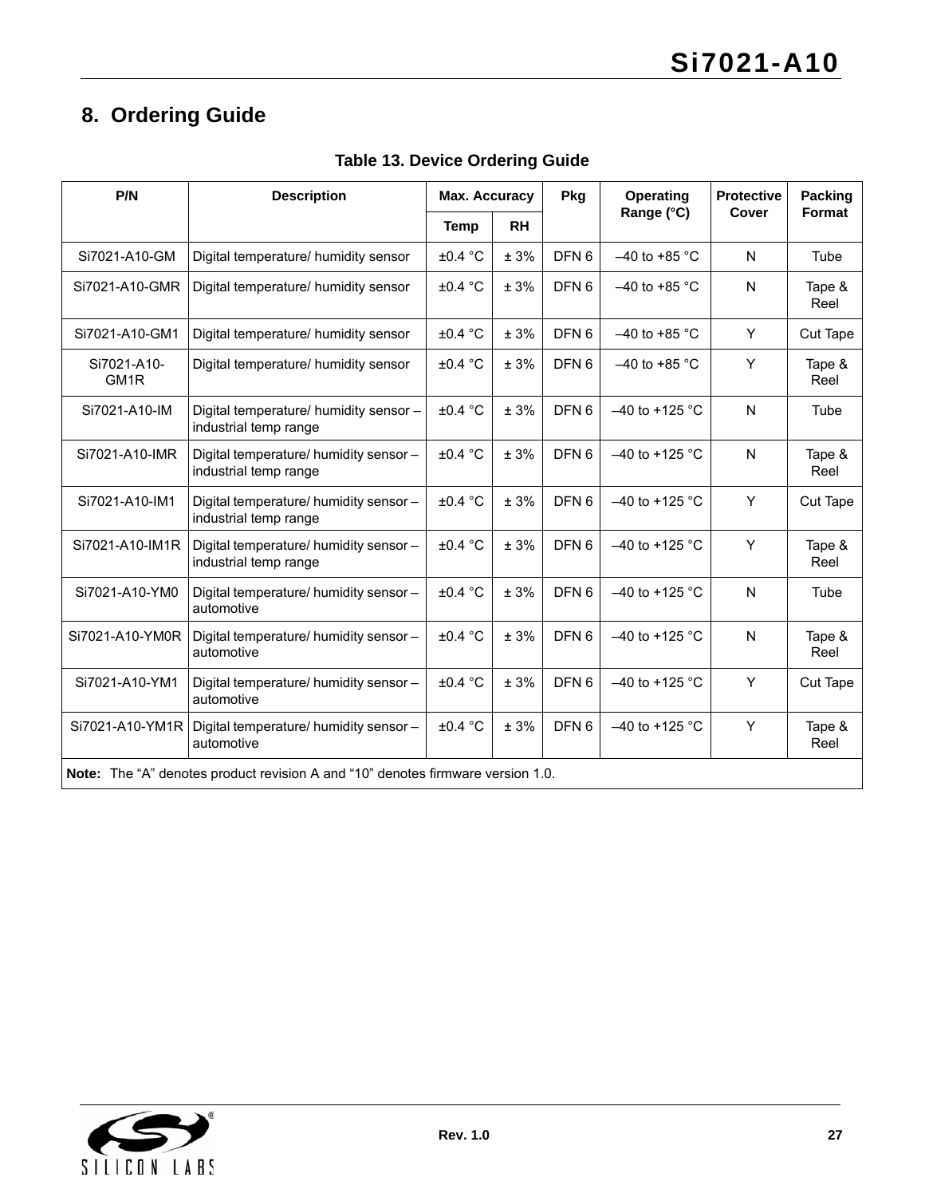## 8. Ordering Guide

**Table 13. Device Ordering Guide**

| P/N | Description | Max. Accuracy | | Pkg | Operating Range (°C) | Protective Cover | Packing Format |
|---|---|---|---|---|---|---|---|
| | | Temp | RH | | | | |
| Si7021-A10-GM | Digital temperature/ humidity sensor | ±0.4 °C | ± 3% | DFN 6 | –40 to +85 °C | N | Tube |
| Si7021-A10-GMR | Digital temperature/ humidity sensor | ±0.4 °C | ± 3% | DFN 6 | –40 to +85 °C | N | Tape & Reel |
| Si7021-A10-GM1 | Digital temperature/ humidity sensor | ±0.4 °C | ± 3% | DFN 6 | –40 to +85 °C | Y | Cut Tape |
| Si7021-A10-GM1R | Digital temperature/ humidity sensor | ±0.4 °C | ± 3% | DFN 6 | –40 to +85 °C | Y | Tape & Reel |
| Si7021-A10-IM | Digital temperature/ humidity sensor – industrial temp range | ±0.4 °C | ± 3% | DFN 6 | –40 to +125 °C | N | Tube |
| Si7021-A10-IMR | Digital temperature/ humidity sensor – industrial temp range | ±0.4 °C | ± 3% | DFN 6 | –40 to +125 °C | N | Tape & Reel |
| Si7021-A10-IM1 | Digital temperature/ humidity sensor – industrial temp range | ±0.4 °C | ± 3% | DFN 6 | –40 to +125 °C | Y | Cut Tape |
| Si7021-A10-IM1R | Digital temperature/ humidity sensor – industrial temp range | ±0.4 °C | ± 3% | DFN 6 | –40 to +125 °C | Y | Tape & Reel |
| Si7021-A10-YM0 | Digital temperature/ humidity sensor – automotive | ±0.4 °C | ± 3% | DFN 6 | –40 to +125 °C | N | Tube |
| Si7021-A10-YM0R | Digital temperature/ humidity sensor – automotive | ±0.4 °C | ± 3% | DFN 6 | –40 to +125 °C | N | Tape & Reel |
| Si7021-A10-YM1 | Digital temperature/ humidity sensor – automotive | ±0.4 °C | ± 3% | DFN 6 | –40 to +125 °C | Y | Cut Tape |
| Si7021-A10-YM1R | Digital temperature/ humidity sensor – automotive | ±0.4 °C | ± 3% | DFN 6 | –40 to +125 °C | Y | Tape & Reel |

**Note:** The “A” denotes product revision A and “10” denotes firmware version 1.0.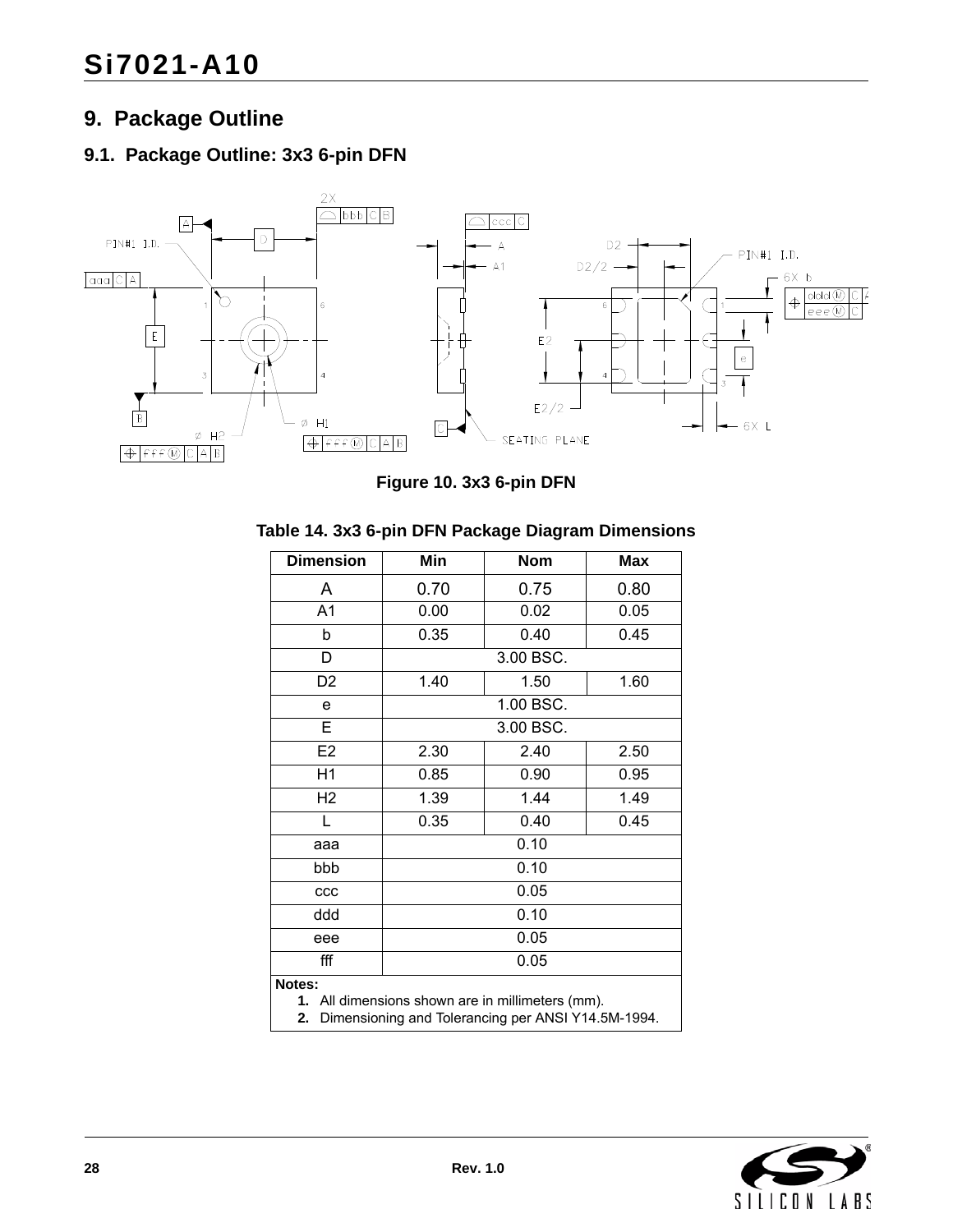# 9. Package Outline

## 9.1. Package Outline: 3x3 6-pin DFN

Figure 10. 3x3 6-pin DFN

**Table 14. 3x3 6-pin DFN Package Diagram Dimensions**

| Dimension | Min | Nom | Max |
|---|---|---|---|
| A | 0.70 | 0.75 | 0.80 |
| A1 | 0.00 | 0.02 | 0.05 |
| b | 0.35 | 0.40 | 0.45 |
| D | | 3.00 BSC. | |
| D2 | 1.40 | 1.50 | 1.60 |
| e | | 1.00 BSC. | |
| E | | 3.00 BSC. | |
| E2 | 2.30 | 2.40 | 2.50 |
| H1 | 0.85 | 0.90 | 0.95 |
| H2 | 1.39 | 1.44 | 1.49 |
| L | 0.35 | 0.40 | 0.45 |
| aaa | | 0.10 | |
| bbb | | 0.10 | |
| ccc | | 0.05 | |
| ddd | | 0.10 | |
| eee | | 0.05 | |
| fff | | 0.05 | |

**Notes:**
1. All dimensions shown are in millimeters (mm).
2. Dimensioning and Tolerancing per ANSI Y14.5M-1994.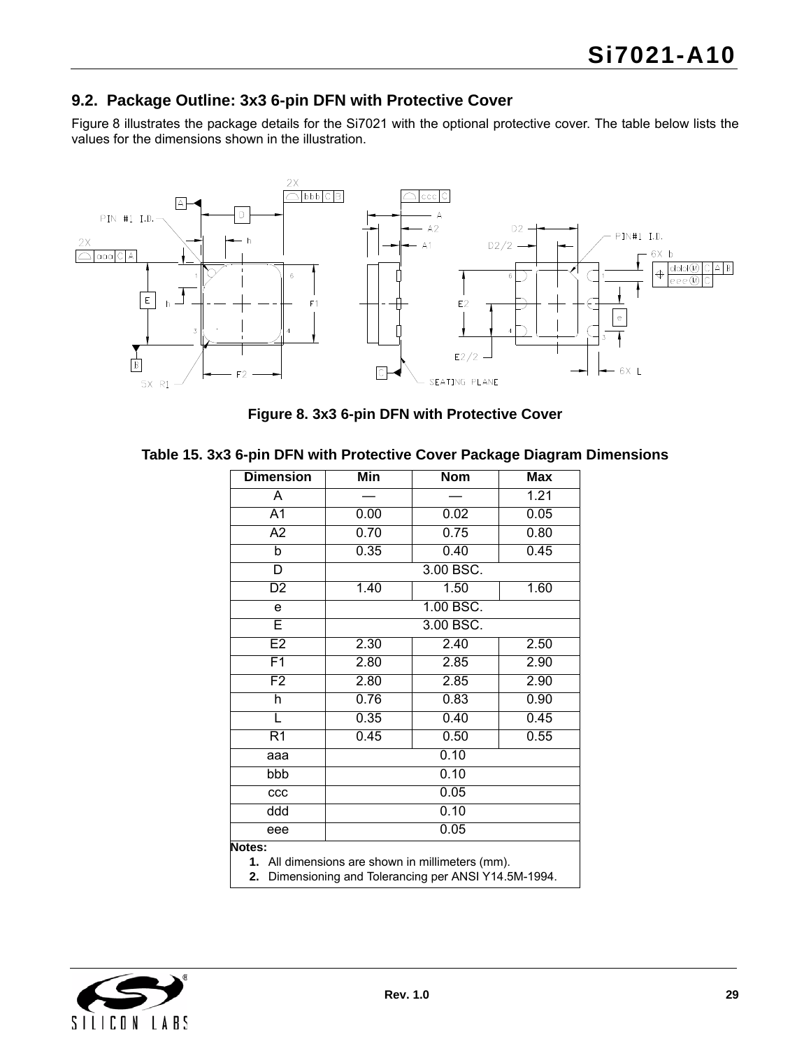## 9.2. Package Outline: 3x3 6-pin DFN with Protective Cover

Figure 8 illustrates the package details for the Si7021 with the optional protective cover. The table below lists the values for the dimensions shown in the illustration.

**Figure 8. 3x3 6-pin DFN with Protective Cover**

**Table 15. 3x3 6-pin DFN with Protective Cover Package Diagram Dimensions**

| Dimension | Min | Nom | Max |
|---|---|---|---|
| A | — | — | 1.21 |
| A1 | 0.00 | 0.02 | 0.05 |
| A2 | 0.70 | 0.75 | 0.80 |
| b | 0.35 | 0.40 | 0.45 |
| D | | 3.00 BSC. | |
| D2 | 1.40 | 1.50 | 1.60 |
| e | | 1.00 BSC. | |
| E | | 3.00 BSC. | |
| E2 | 2.30 | 2.40 | 2.50 |
| F1 | 2.80 | 2.85 | 2.90 |
| F2 | 2.80 | 2.85 | 2.90 |
| h | 0.76 | 0.83 | 0.90 |
| L | 0.35 | 0.40 | 0.45 |
| R1 | 0.45 | 0.50 | 0.55 |
| aaa | | 0.10 | |
| bbb | | 0.10 | |
| ccc | | 0.05 | |
| ddd | | 0.10 | |
| eee | | 0.05 | |

**Notes:**

1. All dimensions are shown in millimeters (mm).
2. Dimensioning and Tolerancing per ANSI Y14.5M-1994.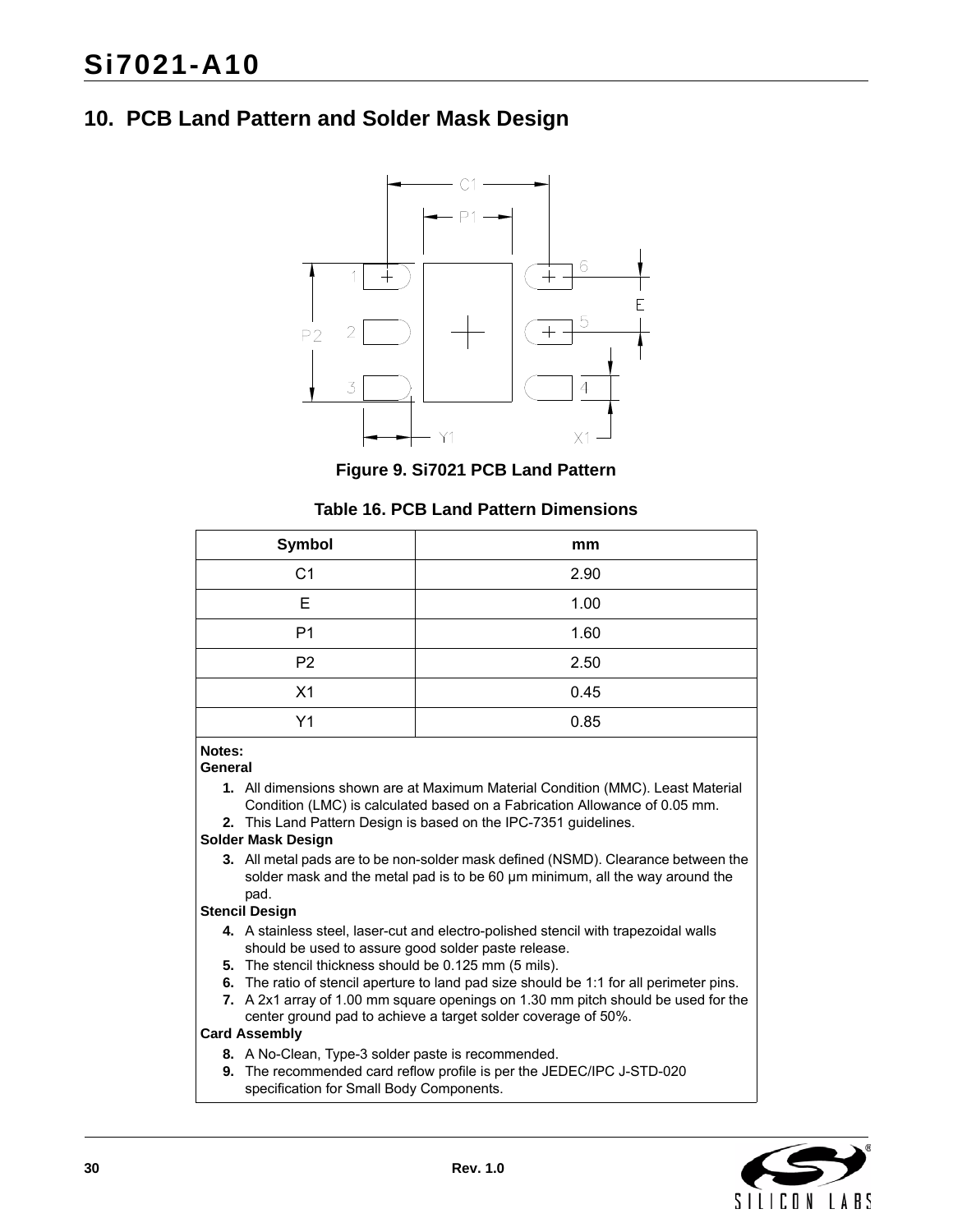## 10. PCB Land Pattern and Solder Mask Design

Figure 9. Si7021 PCB Land Pattern

**Table 16. PCB Land Pattern Dimensions**

| Symbol | mm |
|---|---|
| C1 | 2.90 |
| E | 1.00 |
| P1 | 1.60 |
| P2 | 2.50 |
| X1 | 0.45 |
| Y1 | 0.85 |

**Notes:**

**General**

1. All dimensions shown are at Maximum Material Condition (MMC). Least Material Condition (LMC) is calculated based on a Fabrication Allowance of 0.05 mm.
2. This Land Pattern Design is based on the IPC-7351 guidelines.

**Solder Mask Design**

3. All metal pads are to be non-solder mask defined (NSMD). Clearance between the solder mask and the metal pad is to be 60 µm minimum, all the way around the pad.

**Stencil Design**

4. A stainless steel, laser-cut and electro-polished stencil with trapezoidal walls should be used to assure good solder paste release.
5. The stencil thickness should be 0.125 mm (5 mils).
6. The ratio of stencil aperture to land pad size should be 1:1 for all perimeter pins.
7. A 2x1 array of 1.00 mm square openings on 1.30 mm pitch should be used for the center ground pad to achieve a target solder coverage of 50%.

**Card Assembly**

8. A No-Clean, Type-3 solder paste is recommended.
9. The recommended card reflow profile is per the JEDEC/IPC J-STD-020 specification for Small Body Components.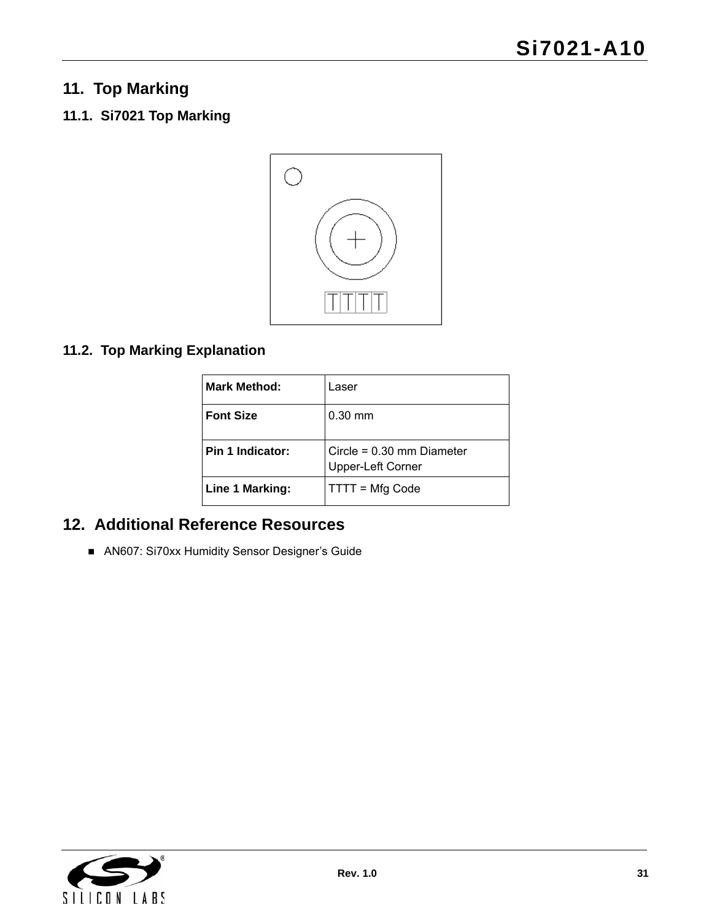# 11. Top Marking

## 11.1. Si7021 Top Marking

## 11.2. Top Marking Explanation

| **Mark Method:** | Laser |
|---|---|
| **Font Size** | 0.30 mm |
| **Pin 1 Indicator:** | Circle = 0.30 mm Diameter<br>Upper-Left Corner |
| **Line 1 Marking:** | TTTT = Mfg Code |

# 12. Additional Reference Resources

- AN607: Si70xx Humidity Sensor Designer's Guide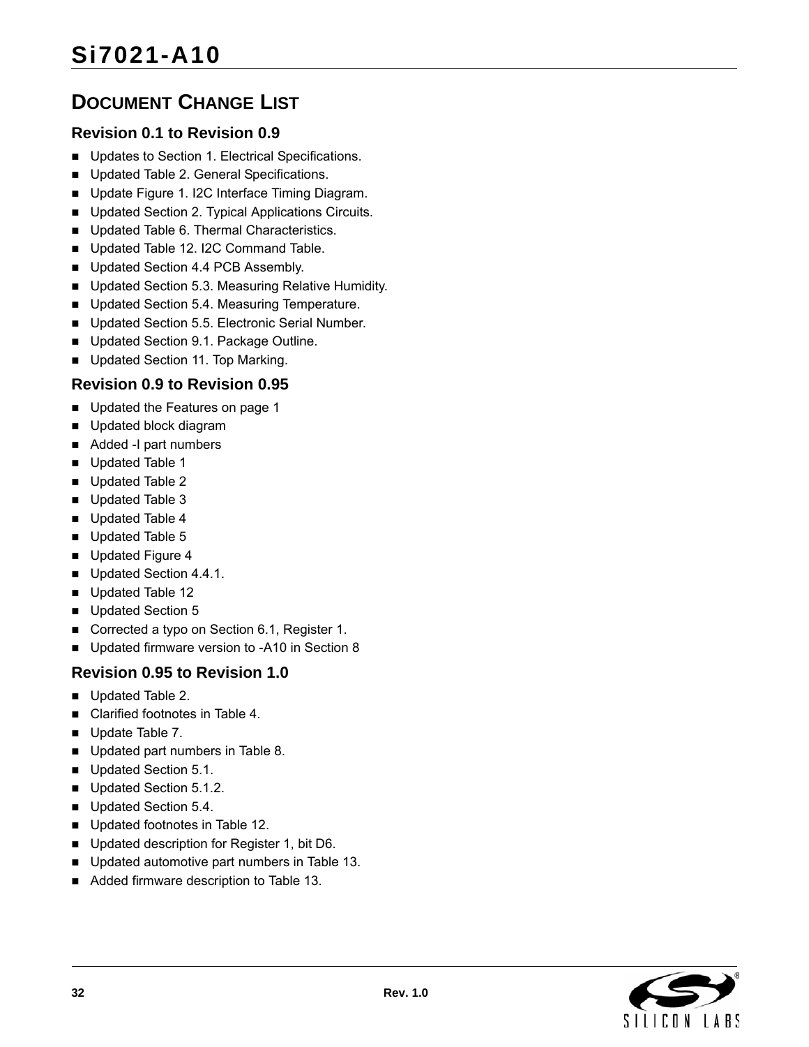## Document Change List

### Revision 0.1 to Revision 0.9

- Updates to Section 1. Electrical Specifications.
- Updated Table 2. General Specifications.
- Update Figure 1. I2C Interface Timing Diagram.
- Updated Section 2. Typical Applications Circuits.
- Updated Table 6. Thermal Characteristics.
- Updated Table 12. I2C Command Table.
- Updated Section 4.4 PCB Assembly.
- Updated Section 5.3. Measuring Relative Humidity.
- Updated Section 5.4. Measuring Temperature.
- Updated Section 5.5. Electronic Serial Number.
- Updated Section 9.1. Package Outline.
- Updated Section 11. Top Marking.

### Revision 0.9 to Revision 0.95

- Updated the Features on page 1
- Updated block diagram
- Added -I part numbers
- Updated Table 1
- Updated Table 2
- Updated Table 3
- Updated Table 4
- Updated Table 5
- Updated Figure 4
- Updated Section 4.4.1.
- Updated Table 12
- Updated Section 5
- Corrected a typo on Section 6.1, Register 1.
- Updated firmware version to -A10 in Section 8

### Revision 0.95 to Revision 1.0

- Updated Table 2.
- Clarified footnotes in Table 4.
- Update Table 7.
- Updated part numbers in Table 8.
- Updated Section 5.1.
- Updated Section 5.1.2.
- Updated Section 5.4.
- Updated footnotes in Table 12.
- Updated description for Register 1, bit D6.
- Updated automotive part numbers in Table 13.
- Added firmware description to Table 13.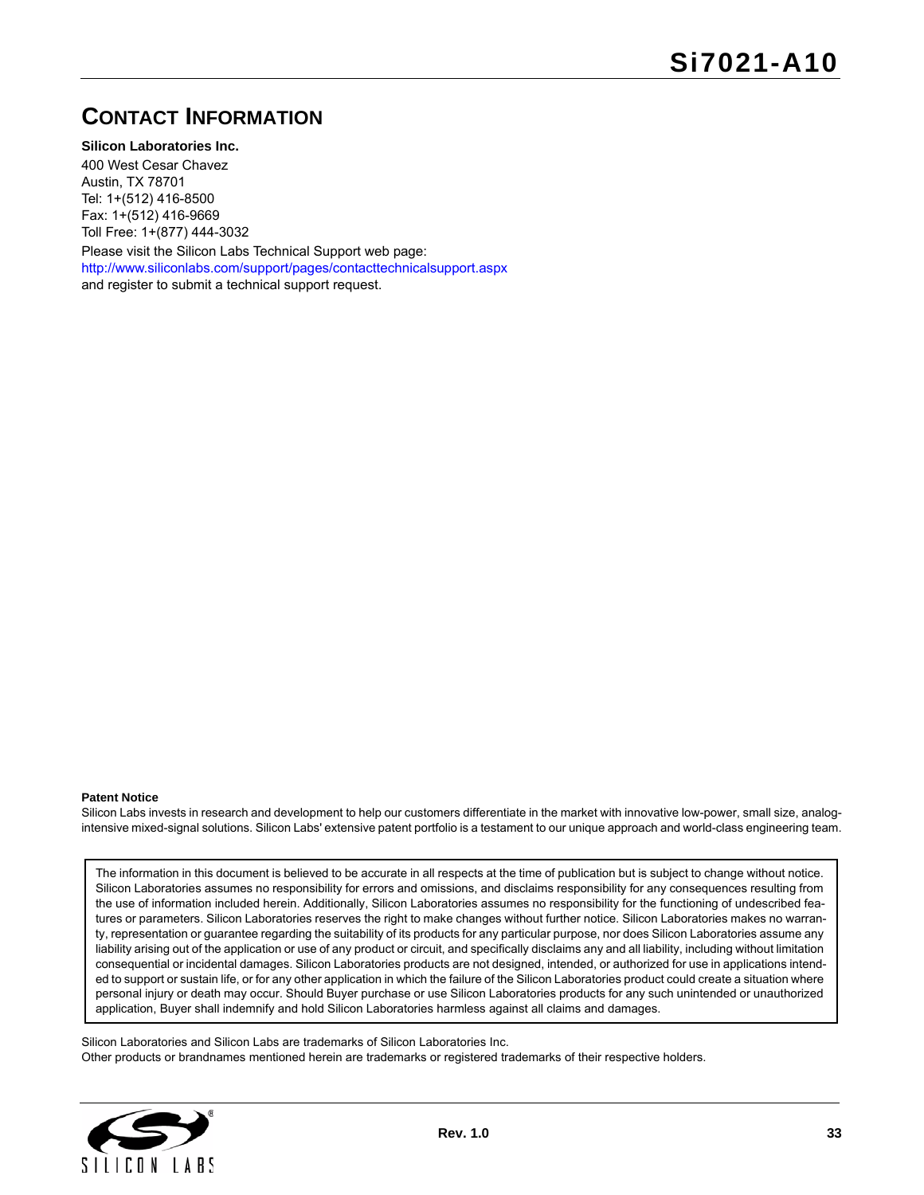## Contact Information

**Silicon Laboratories Inc.**

400 West Cesar Chavez
Austin, TX 78701
Tel: 1+(512) 416-8500
Fax: 1+(512) 416-9669
Toll Free: 1+(877) 444-3032

Please visit the Silicon Labs Technical Support web page:
http://www.siliconlabs.com/support/pages/contacttechnicalsupport.aspx
and register to submit a technical support request.

**Patent Notice**

Silicon Labs invests in research and development to help our customers differentiate in the market with innovative low-power, small size, analog-intensive mixed-signal solutions. Silicon Labs' extensive patent portfolio is a testament to our unique approach and world-class engineering team.

The information in this document is believed to be accurate in all respects at the time of publication but is subject to change without notice. Silicon Laboratories assumes no responsibility for errors and omissions, and disclaims responsibility for any consequences resulting from the use of information included herein. Additionally, Silicon Laboratories assumes no responsibility for the functioning of undescribed features or parameters. Silicon Laboratories reserves the right to make changes without further notice. Silicon Laboratories makes no warranty, representation or guarantee regarding the suitability of its products for any particular purpose, nor does Silicon Laboratories assume any liability arising out of the application or use of any product or circuit, and specifically disclaims any and all liability, including without limitation consequential or incidental damages. Silicon Laboratories products are not designed, intended, or authorized for use in applications intended to support or sustain life, or for any other application in which the failure of the Silicon Laboratories product could create a situation where personal injury or death may occur. Should Buyer purchase or use Silicon Laboratories products for any such unintended or unauthorized application, Buyer shall indemnify and hold Silicon Laboratories harmless against all claims and damages.

Silicon Laboratories and Silicon Labs are trademarks of Silicon Laboratories Inc.
Other products or brandnames mentioned herein are trademarks or registered trademarks of their respective holders.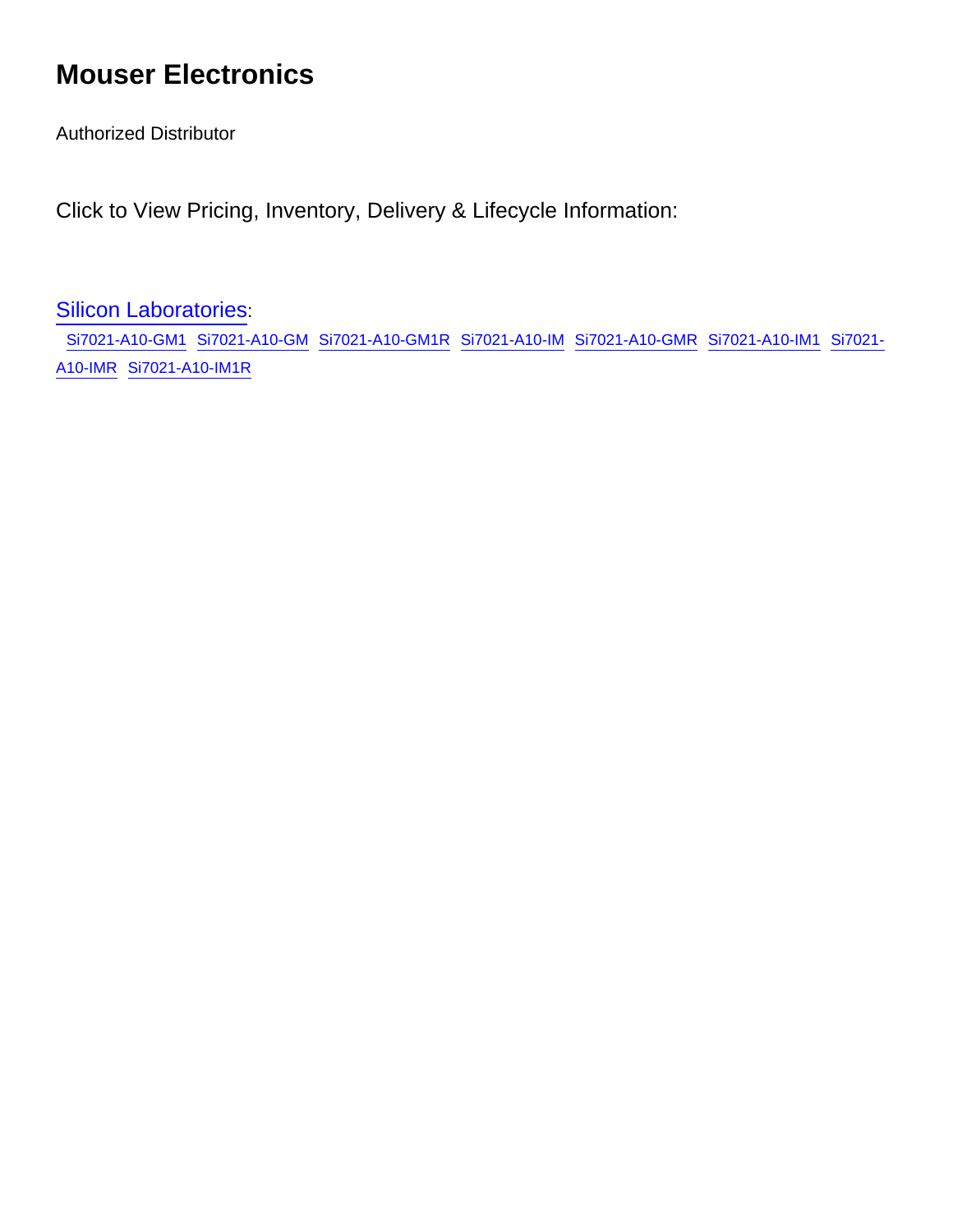# Mouser Electronics

Authorized Distributor

Click to View Pricing, Inventory, Delivery & Lifecycle Information:

Silicon Laboratories:

Si7021-A10-GM1 Si7021-A10-GM Si7021-A10-GM1R Si7021-A10-IM Si7021-A10-GMR Si7021-A10-IM1 Si7021-A10-IMR Si7021-A10-IM1R